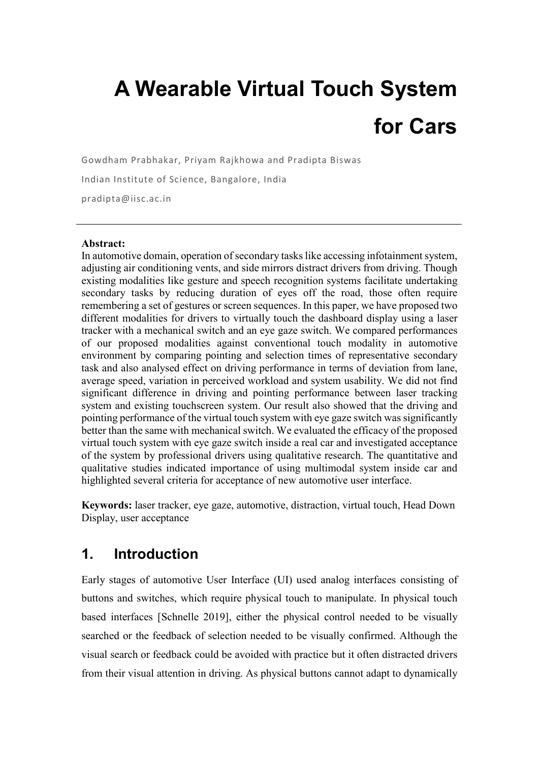# A Wearable Virtual Touch System for Cars

Gowdham Prabhakar, Priyam Rajkhowa and Pradipta Biswas

Indian Institute of Science, Bangalore, India

pradipta@iisc.ac.in

---

**Abstract:**
In automotive domain, operation of secondary tasks like accessing infotainment system, adjusting air conditioning vents, and side mirrors distract drivers from driving. Though existing modalities like gesture and speech recognition systems facilitate undertaking secondary tasks by reducing duration of eyes off the road, those often require remembering a set of gestures or screen sequences. In this paper, we have proposed two different modalities for drivers to virtually touch the dashboard display using a laser tracker with a mechanical switch and an eye gaze switch. We compared performances of our proposed modalities against conventional touch modality in automotive environment by comparing pointing and selection times of representative secondary task and also analysed effect on driving performance in terms of deviation from lane, average speed, variation in perceived workload and system usability. We did not find significant difference in driving and pointing performance between laser tracking system and existing touchscreen system. Our result also showed that the driving and pointing performance of the virtual touch system with eye gaze switch was significantly better than the same with mechanical switch. We evaluated the efficacy of the proposed virtual touch system with eye gaze switch inside a real car and investigated acceptance of the system by professional drivers using qualitative research. The quantitative and qualitative studies indicated importance of using multimodal system inside car and highlighted several criteria for acceptance of new automotive user interface.

**Keywords:** laser tracker, eye gaze, automotive, distraction, virtual touch, Head Down Display, user acceptance

## 1. Introduction

Early stages of automotive User Interface (UI) used analog interfaces consisting of buttons and switches, which require physical touch to manipulate. In physical touch based interfaces [Schnelle 2019], either the physical control needed to be visually searched or the feedback of selection needed to be visually confirmed. Although the visual search or feedback could be avoided with practice but it often distracted drivers from their visual attention in driving. As physical buttons cannot adapt to dynamically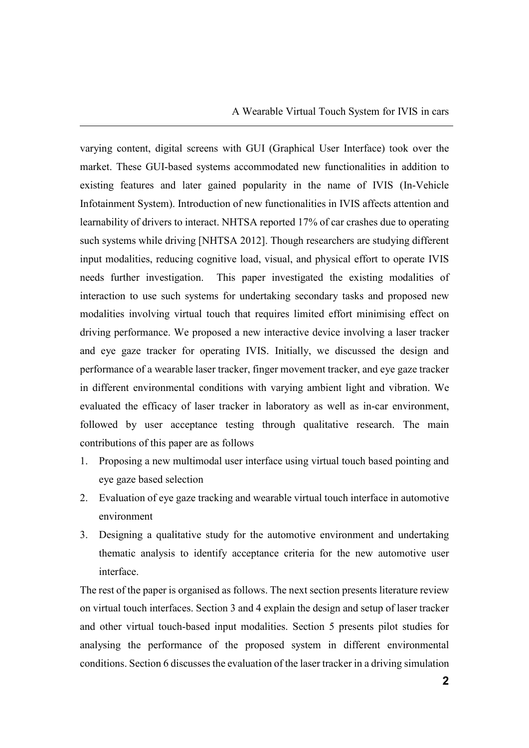varying content, digital screens with GUI (Graphical User Interface) took over the market. These GUI-based systems accommodated new functionalities in addition to existing features and later gained popularity in the name of IVIS (In-Vehicle Infotainment System). Introduction of new functionalities in IVIS affects attention and learnability of drivers to interact. NHTSA reported 17% of car crashes due to operating such systems while driving [NHTSA 2012]. Though researchers are studying different input modalities, reducing cognitive load, visual, and physical effort to operate IVIS needs further investigation. This paper investigated the existing modalities of interaction to use such systems for undertaking secondary tasks and proposed new modalities involving virtual touch that requires limited effort minimising effect on driving performance. We proposed a new interactive device involving a laser tracker and eye gaze tracker for operating IVIS. Initially, we discussed the design and performance of a wearable laser tracker, finger movement tracker, and eye gaze tracker in different environmental conditions with varying ambient light and vibration. We evaluated the efficacy of laser tracker in laboratory as well as in-car environment, followed by user acceptance testing through qualitative research. The main contributions of this paper are as follows

1. Proposing a new multimodal user interface using virtual touch based pointing and eye gaze based selection
2. Evaluation of eye gaze tracking and wearable virtual touch interface in automotive environment
3. Designing a qualitative study for the automotive environment and undertaking thematic analysis to identify acceptance criteria for the new automotive user interface.

The rest of the paper is organised as follows. The next section presents literature review on virtual touch interfaces. Section 3 and 4 explain the design and setup of laser tracker and other virtual touch-based input modalities. Section 5 presents pilot studies for analysing the performance of the proposed system in different environmental conditions. Section 6 discusses the evaluation of the laser tracker in a driving simulation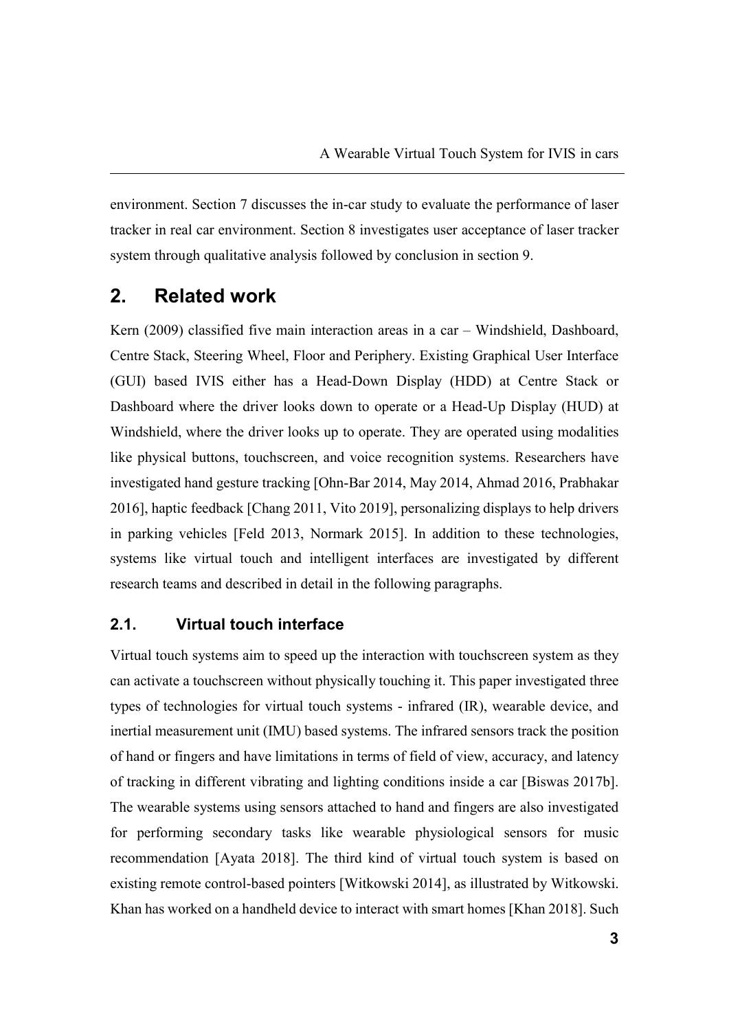environment. Section 7 discusses the in-car study to evaluate the performance of laser tracker in real car environment. Section 8 investigates user acceptance of laser tracker system through qualitative analysis followed by conclusion in section 9.

## 2. Related work

Kern (2009) classified five main interaction areas in a car – Windshield, Dashboard, Centre Stack, Steering Wheel, Floor and Periphery. Existing Graphical User Interface (GUI) based IVIS either has a Head-Down Display (HDD) at Centre Stack or Dashboard where the driver looks down to operate or a Head-Up Display (HUD) at Windshield, where the driver looks up to operate. They are operated using modalities like physical buttons, touchscreen, and voice recognition systems. Researchers have investigated hand gesture tracking [Ohn-Bar 2014, May 2014, Ahmad 2016, Prabhakar 2016], haptic feedback [Chang 2011, Vito 2019], personalizing displays to help drivers in parking vehicles [Feld 2013, Normark 2015]. In addition to these technologies, systems like virtual touch and intelligent interfaces are investigated by different research teams and described in detail in the following paragraphs.

### 2.1. Virtual touch interface

Virtual touch systems aim to speed up the interaction with touchscreen system as they can activate a touchscreen without physically touching it. This paper investigated three types of technologies for virtual touch systems - infrared (IR), wearable device, and inertial measurement unit (IMU) based systems. The infrared sensors track the position of hand or fingers and have limitations in terms of field of view, accuracy, and latency of tracking in different vibrating and lighting conditions inside a car [Biswas 2017b]. The wearable systems using sensors attached to hand and fingers are also investigated for performing secondary tasks like wearable physiological sensors for music recommendation [Ayata 2018]. The third kind of virtual touch system is based on existing remote control-based pointers [Witkowski 2014], as illustrated by Witkowski. Khan has worked on a handheld device to interact with smart homes [Khan 2018]. Such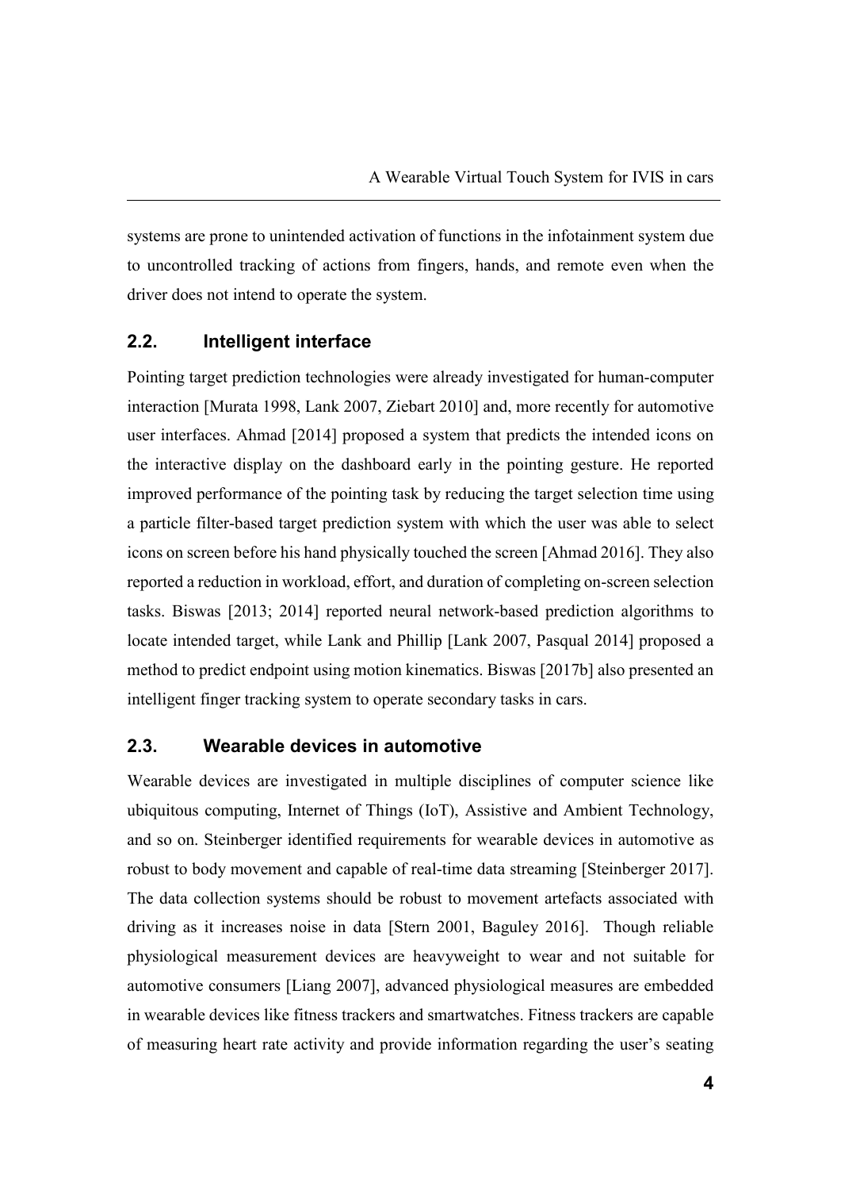systems are prone to unintended activation of functions in the infotainment system due to uncontrolled tracking of actions from fingers, hands, and remote even when the driver does not intend to operate the system.

## 2.2. Intelligent interface

Pointing target prediction technologies were already investigated for human-computer interaction [Murata 1998, Lank 2007, Ziebart 2010] and, more recently for automotive user interfaces. Ahmad [2014] proposed a system that predicts the intended icons on the interactive display on the dashboard early in the pointing gesture. He reported improved performance of the pointing task by reducing the target selection time using a particle filter-based target prediction system with which the user was able to select icons on screen before his hand physically touched the screen [Ahmad 2016]. They also reported a reduction in workload, effort, and duration of completing on-screen selection tasks. Biswas [2013; 2014] reported neural network-based prediction algorithms to locate intended target, while Lank and Phillip [Lank 2007, Pasqual 2014] proposed a method to predict endpoint using motion kinematics. Biswas [2017b] also presented an intelligent finger tracking system to operate secondary tasks in cars.

## 2.3. Wearable devices in automotive

Wearable devices are investigated in multiple disciplines of computer science like ubiquitous computing, Internet of Things (IoT), Assistive and Ambient Technology, and so on. Steinberger identified requirements for wearable devices in automotive as robust to body movement and capable of real-time data streaming [Steinberger 2017]. The data collection systems should be robust to movement artefacts associated with driving as it increases noise in data [Stern 2001, Baguley 2016]. Though reliable physiological measurement devices are heavyweight to wear and not suitable for automotive consumers [Liang 2007], advanced physiological measures are embedded in wearable devices like fitness trackers and smartwatches. Fitness trackers are capable of measuring heart rate activity and provide information regarding the user's seating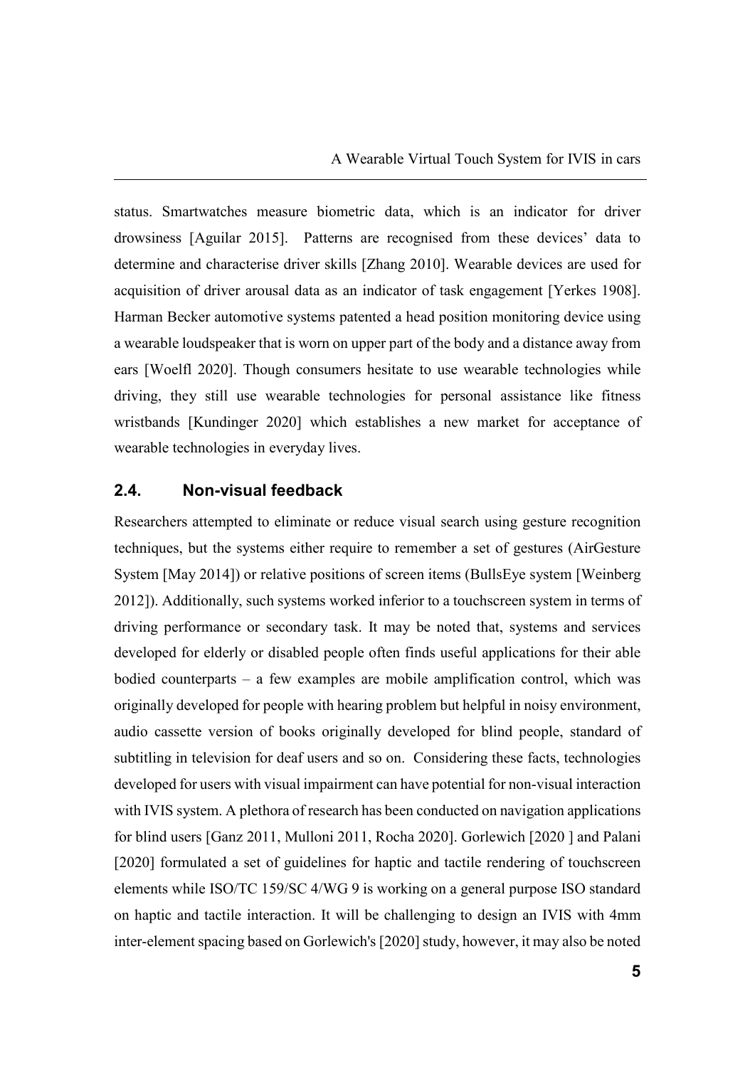status. Smartwatches measure biometric data, which is an indicator for driver drowsiness [Aguilar 2015]. Patterns are recognised from these devices' data to determine and characterise driver skills [Zhang 2010]. Wearable devices are used for acquisition of driver arousal data as an indicator of task engagement [Yerkes 1908]. Harman Becker automotive systems patented a head position monitoring device using a wearable loudspeaker that is worn on upper part of the body and a distance away from ears [Woelfl 2020]. Though consumers hesitate to use wearable technologies while driving, they still use wearable technologies for personal assistance like fitness wristbands [Kundinger 2020] which establishes a new market for acceptance of wearable technologies in everyday lives.

## 2.4. Non-visual feedback

Researchers attempted to eliminate or reduce visual search using gesture recognition techniques, but the systems either require to remember a set of gestures (AirGesture System [May 2014]) or relative positions of screen items (BullsEye system [Weinberg 2012]). Additionally, such systems worked inferior to a touchscreen system in terms of driving performance or secondary task. It may be noted that, systems and services developed for elderly or disabled people often finds useful applications for their able bodied counterparts – a few examples are mobile amplification control, which was originally developed for people with hearing problem but helpful in noisy environment, audio cassette version of books originally developed for blind people, standard of subtitling in television for deaf users and so on. Considering these facts, technologies developed for users with visual impairment can have potential for non-visual interaction with IVIS system. A plethora of research has been conducted on navigation applications for blind users [Ganz 2011, Mulloni 2011, Rocha 2020]. Gorlewich [2020 ] and Palani [2020] formulated a set of guidelines for haptic and tactile rendering of touchscreen elements while ISO/TC 159/SC 4/WG 9 is working on a general purpose ISO standard on haptic and tactile interaction. It will be challenging to design an IVIS with 4mm inter-element spacing based on Gorlewich's [2020] study, however, it may also be noted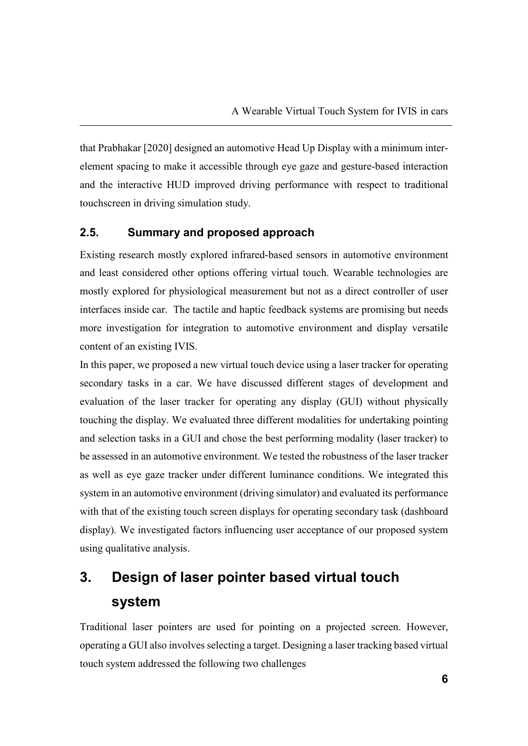that Prabhakar [2020] designed an automotive Head Up Display with a minimum inter-element spacing to make it accessible through eye gaze and gesture-based interaction and the interactive HUD improved driving performance with respect to traditional touchscreen in driving simulation study.

### 2.5. Summary and proposed approach

Existing research mostly explored infrared-based sensors in automotive environment and least considered other options offering virtual touch. Wearable technologies are mostly explored for physiological measurement but not as a direct controller of user interfaces inside car. The tactile and haptic feedback systems are promising but needs more investigation for integration to automotive environment and display versatile content of an existing IVIS.

In this paper, we proposed a new virtual touch device using a laser tracker for operating secondary tasks in a car. We have discussed different stages of development and evaluation of the laser tracker for operating any display (GUI) without physically touching the display. We evaluated three different modalities for undertaking pointing and selection tasks in a GUI and chose the best performing modality (laser tracker) to be assessed in an automotive environment. We tested the robustness of the laser tracker as well as eye gaze tracker under different luminance conditions. We integrated this system in an automotive environment (driving simulator) and evaluated its performance with that of the existing touch screen displays for operating secondary task (dashboard display). We investigated factors influencing user acceptance of our proposed system using qualitative analysis.

## 3. Design of laser pointer based virtual touch system

Traditional laser pointers are used for pointing on a projected screen. However, operating a GUI also involves selecting a target. Designing a laser tracking based virtual touch system addressed the following two challenges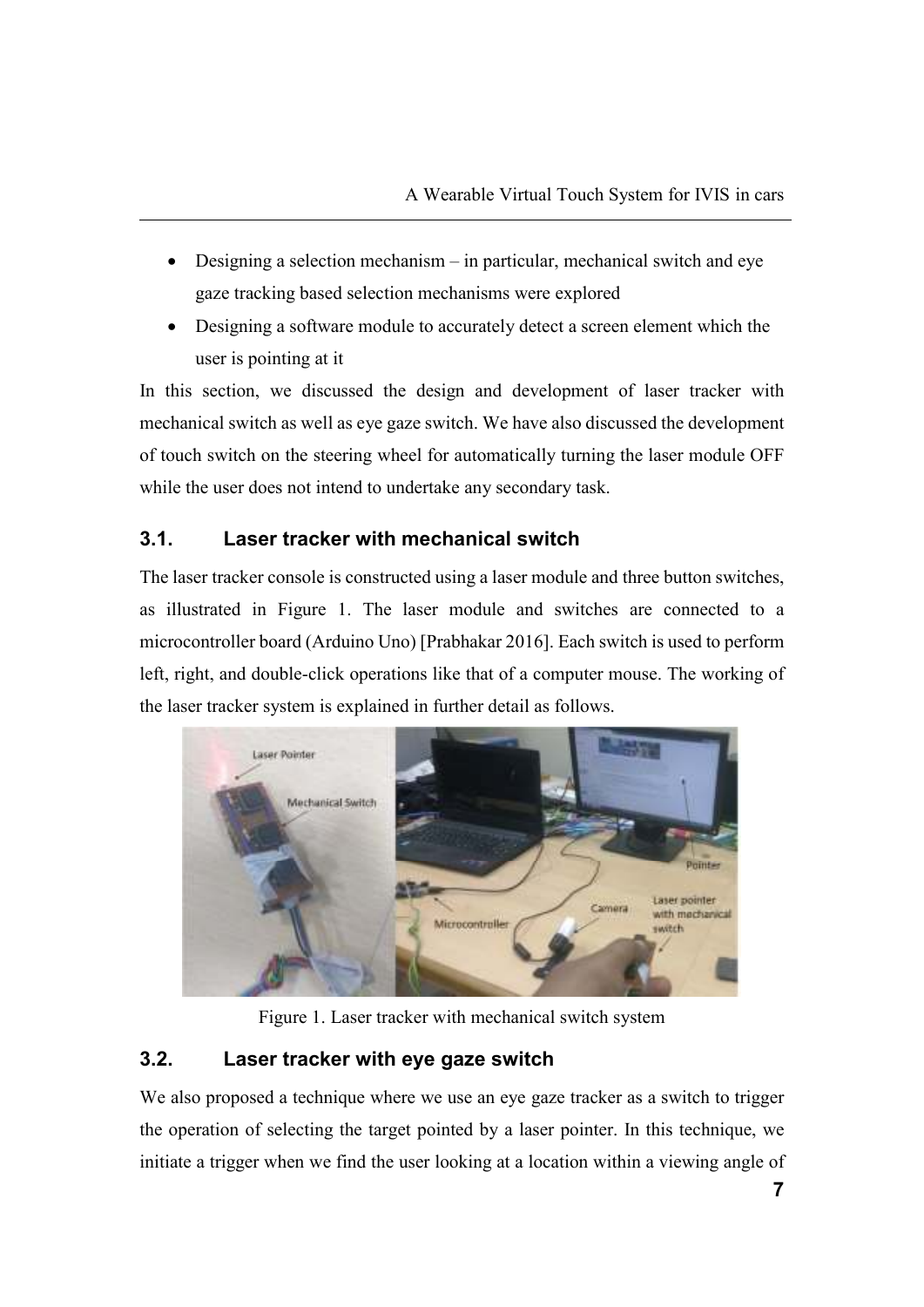- Designing a selection mechanism – in particular, mechanical switch and eye gaze tracking based selection mechanisms were explored
- Designing a software module to accurately detect a screen element which the user is pointing at it

In this section, we discussed the design and development of laser tracker with mechanical switch as well as eye gaze switch. We have also discussed the development of touch switch on the steering wheel for automatically turning the laser module OFF while the user does not intend to undertake any secondary task.

## 3.1. Laser tracker with mechanical switch

The laser tracker console is constructed using a laser module and three button switches, as illustrated in Figure 1. The laser module and switches are connected to a microcontroller board (Arduino Uno) [Prabhakar 2016]. Each switch is used to perform left, right, and double-click operations like that of a computer mouse. The working of the laser tracker system is explained in further detail as follows.

Figure 1. Laser tracker with mechanical switch system

## 3.2. Laser tracker with eye gaze switch

We also proposed a technique where we use an eye gaze tracker as a switch to trigger the operation of selecting the target pointed by a laser pointer. In this technique, we initiate a trigger when we find the user looking at a location within a viewing angle of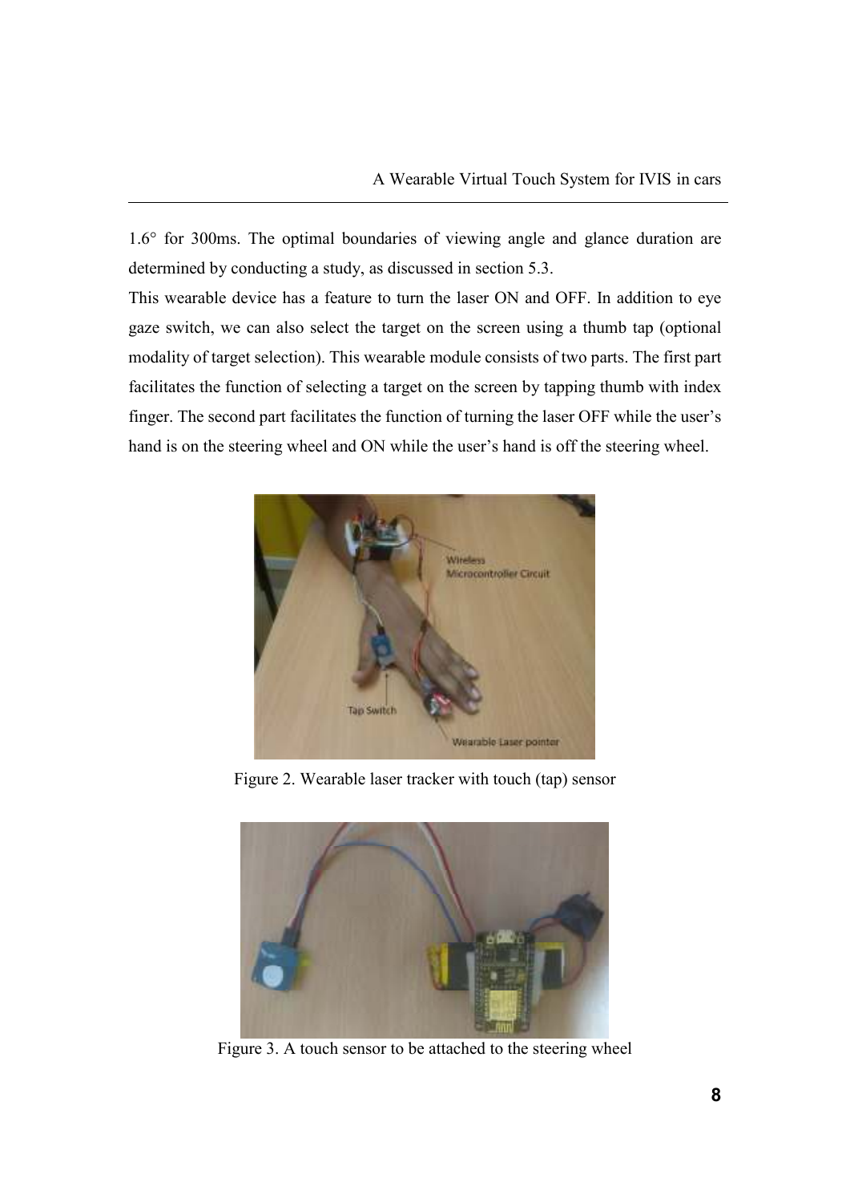1.6° for 300ms. The optimal boundaries of viewing angle and glance duration are determined by conducting a study, as discussed in section 5.3.

This wearable device has a feature to turn the laser ON and OFF. In addition to eye gaze switch, we can also select the target on the screen using a thumb tap (optional modality of target selection). This wearable module consists of two parts. The first part facilitates the function of selecting a target on the screen by tapping thumb with index finger. The second part facilitates the function of turning the laser OFF while the user's hand is on the steering wheel and ON while the user's hand is off the steering wheel.

Figure 2. Wearable laser tracker with touch (tap) sensor

Figure 3. A touch sensor to be attached to the steering wheel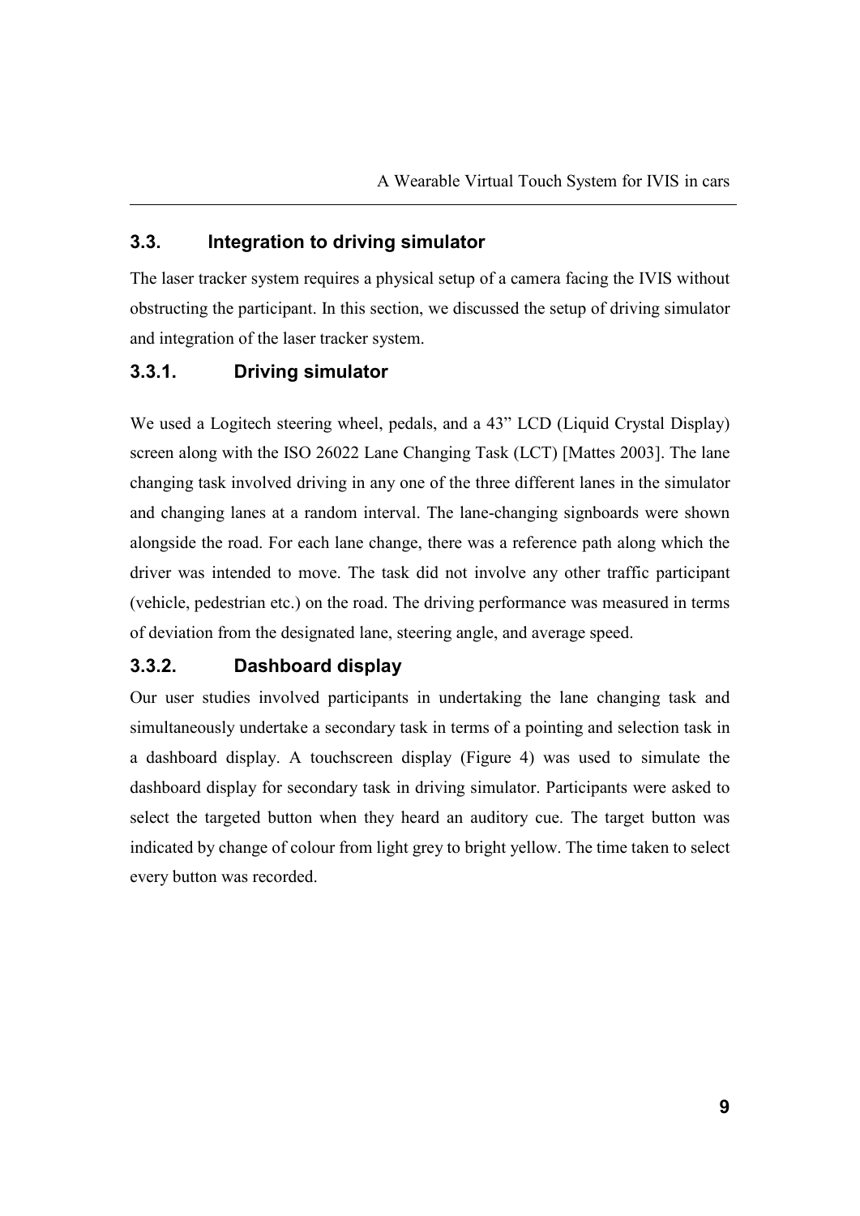## 3.3. Integration to driving simulator

The laser tracker system requires a physical setup of a camera facing the IVIS without obstructing the participant. In this section, we discussed the setup of driving simulator and integration of the laser tracker system.

### 3.3.1. Driving simulator

We used a Logitech steering wheel, pedals, and a 43” LCD (Liquid Crystal Display) screen along with the ISO 26022 Lane Changing Task (LCT) [Mattes 2003]. The lane changing task involved driving in any one of the three different lanes in the simulator and changing lanes at a random interval. The lane-changing signboards were shown alongside the road. For each lane change, there was a reference path along which the driver was intended to move. The task did not involve any other traffic participant (vehicle, pedestrian etc.) on the road. The driving performance was measured in terms of deviation from the designated lane, steering angle, and average speed.

### 3.3.2. Dashboard display

Our user studies involved participants in undertaking the lane changing task and simultaneously undertake a secondary task in terms of a pointing and selection task in a dashboard display. A touchscreen display (Figure 4) was used to simulate the dashboard display for secondary task in driving simulator. Participants were asked to select the targeted button when they heard an auditory cue. The target button was indicated by change of colour from light grey to bright yellow. The time taken to select every button was recorded.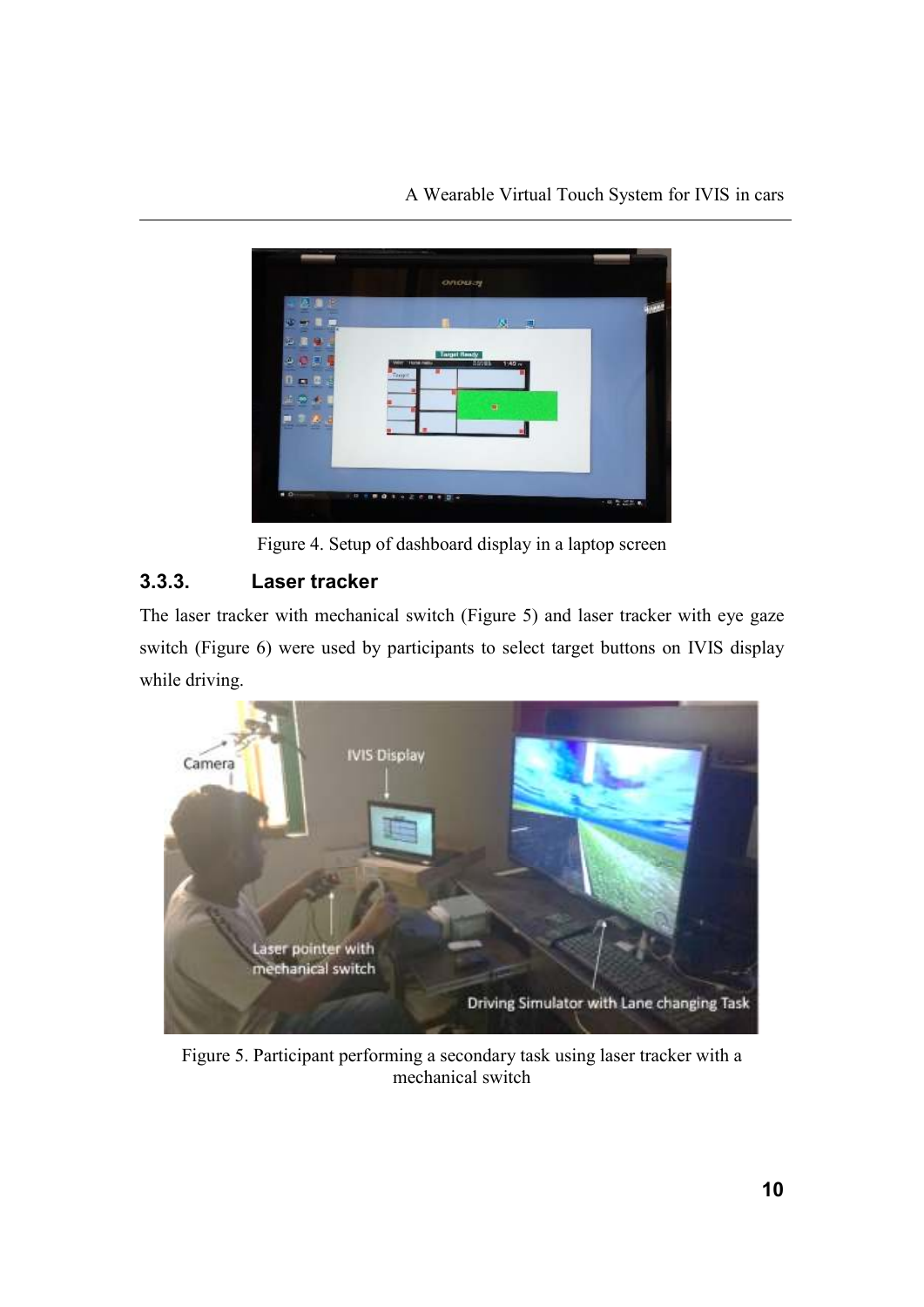Figure 4. Setup of dashboard display in a laptop screen

### 3.3.3. Laser tracker

The laser tracker with mechanical switch (Figure 5) and laser tracker with eye gaze switch (Figure 6) were used by participants to select target buttons on IVIS display while driving.

Figure 5. Participant performing a secondary task using laser tracker with a mechanical switch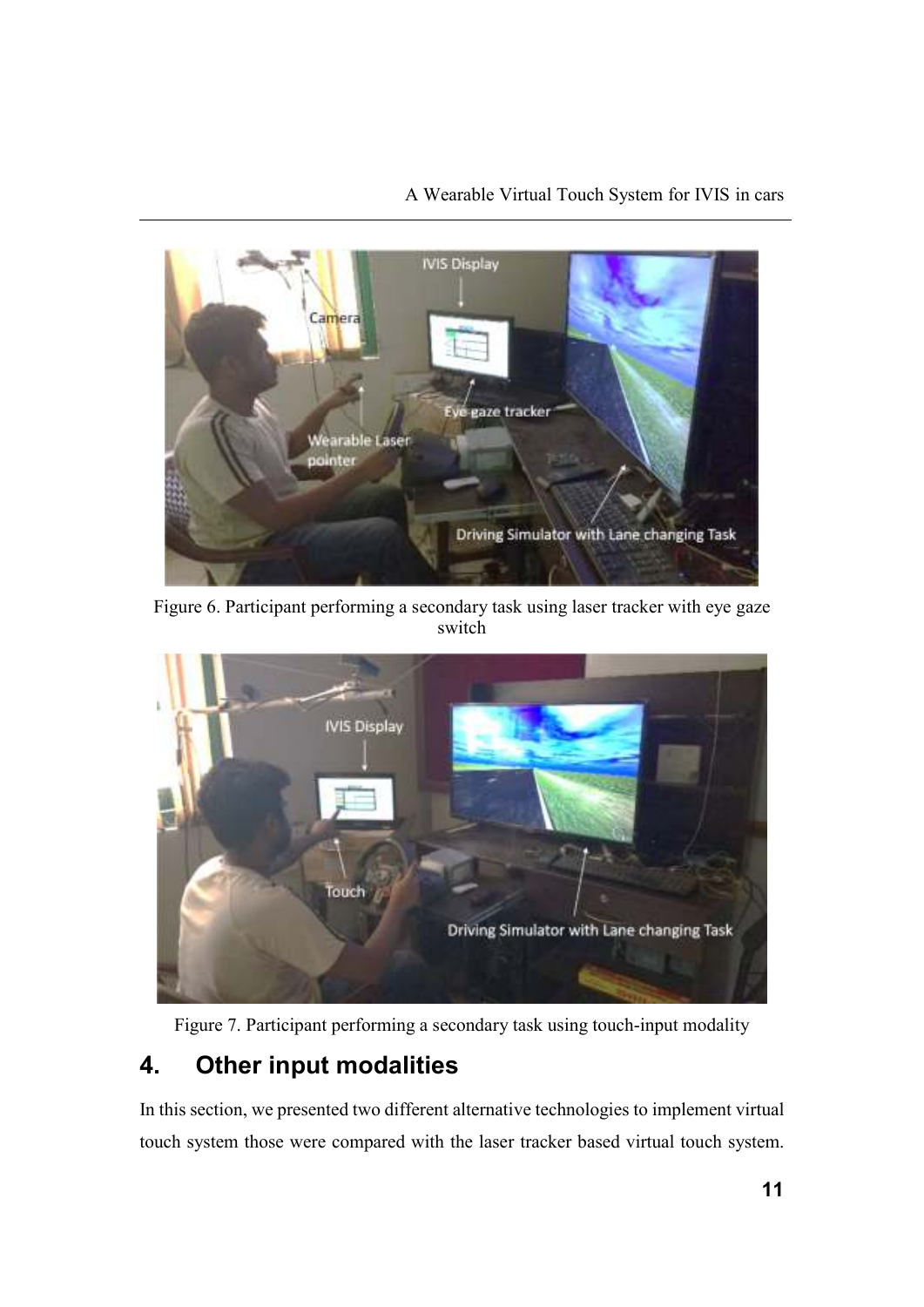Figure 6. Participant performing a secondary task using laser tracker with eye gaze switch

Figure 7. Participant performing a secondary task using touch-input modality

## 4. Other input modalities

In this section, we presented two different alternative technologies to implement virtual touch system those were compared with the laser tracker based virtual touch system.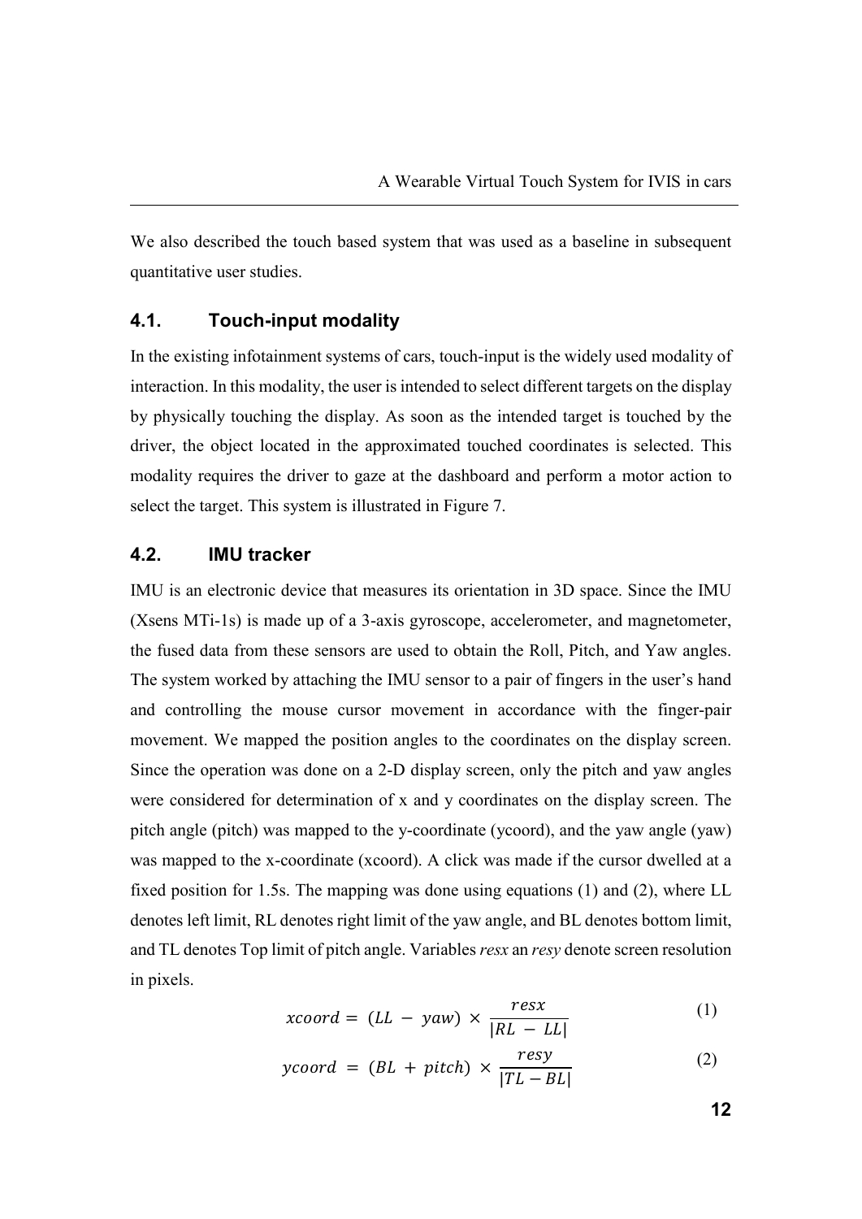We also described the touch based system that was used as a baseline in subsequent quantitative user studies.

## 4.1. Touch-input modality

In the existing infotainment systems of cars, touch-input is the widely used modality of interaction. In this modality, the user is intended to select different targets on the display by physically touching the display. As soon as the intended target is touched by the driver, the object located in the approximated touched coordinates is selected. This modality requires the driver to gaze at the dashboard and perform a motor action to select the target. This system is illustrated in Figure 7.

## 4.2. IMU tracker

IMU is an electronic device that measures its orientation in 3D space. Since the IMU (Xsens MTi-1s) is made up of a 3-axis gyroscope, accelerometer, and magnetometer, the fused data from these sensors are used to obtain the Roll, Pitch, and Yaw angles. The system worked by attaching the IMU sensor to a pair of fingers in the user's hand and controlling the mouse cursor movement in accordance with the finger-pair movement. We mapped the position angles to the coordinates on the display screen. Since the operation was done on a 2-D display screen, only the pitch and yaw angles were considered for determination of x and y coordinates on the display screen. The pitch angle (pitch) was mapped to the y-coordinate (ycoord), and the yaw angle (yaw) was mapped to the x-coordinate (xcoord). A click was made if the cursor dwelled at a fixed position for 1.5s. The mapping was done using equations (1) and (2), where LL denotes left limit, RL denotes right limit of the yaw angle, and BL denotes bottom limit, and TL denotes Top limit of pitch angle. Variables *resx* an *resy* denote screen resolution in pixels.

$$xcoord = (LL - yaw) \times \frac{resx}{|RL - LL|} \tag{1}$$

$$ycoord = (BL + pitch) \times \frac{resy}{|TL - BL|} \tag{2}$$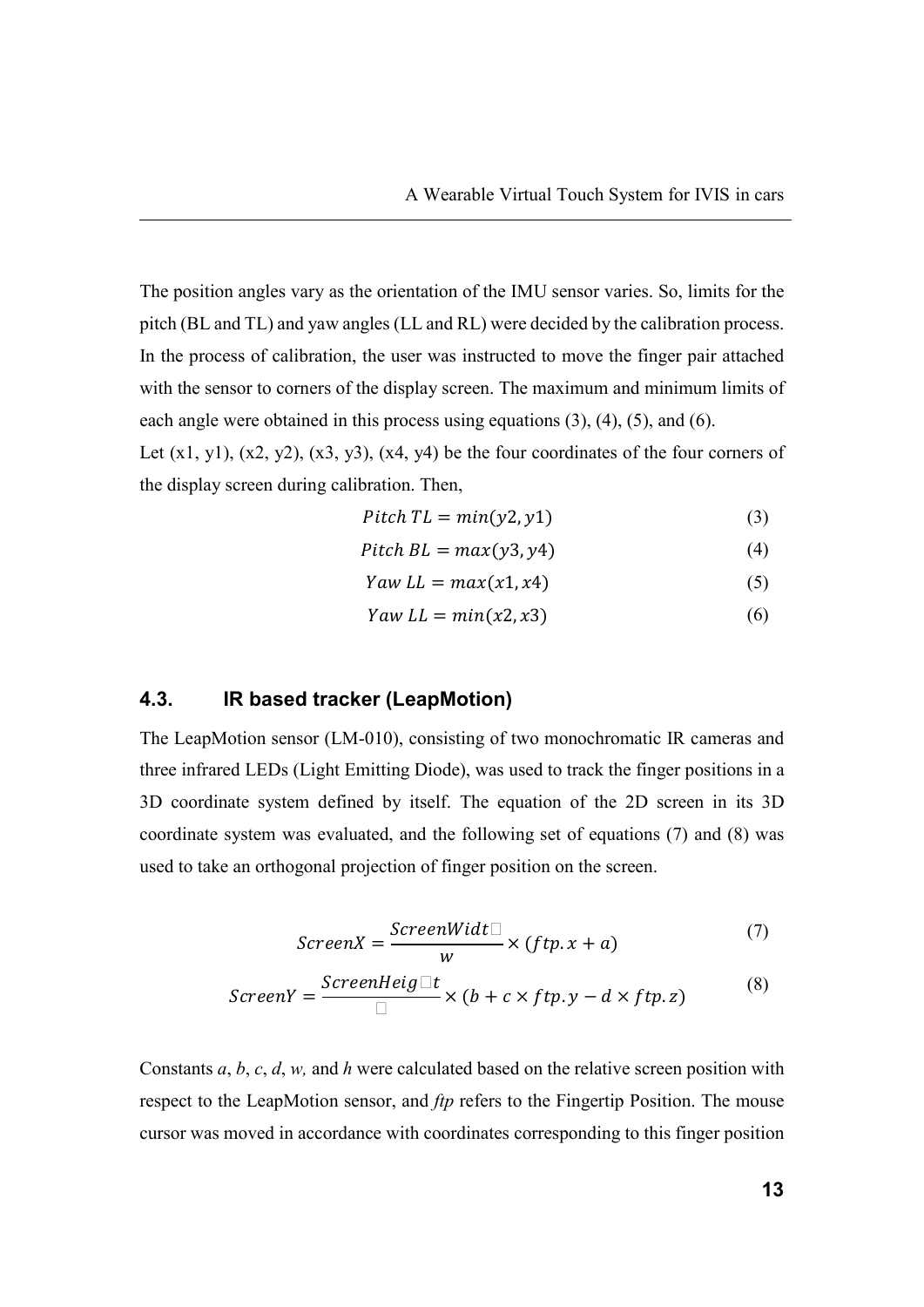The position angles vary as the orientation of the IMU sensor varies. So, limits for the pitch (BL and TL) and yaw angles (LL and RL) were decided by the calibration process. In the process of calibration, the user was instructed to move the finger pair attached with the sensor to corners of the display screen. The maximum and minimum limits of each angle were obtained in this process using equations (3), (4), (5), and (6).

Let (x1, y1), (x2, y2), (x3, y3), (x4, y4) be the four coordinates of the four corners of the display screen during calibration. Then,

$$Pitch\ TL = min(y2, y1) \tag{3}$$

$$Pitch\ BL = max(y3, y4) \tag{4}$$

$$Yaw\ LL = max(x1, x4) \tag{5}$$

$$Yaw\ LL = min(x2, x3) \tag{6}$$

## 4.3. IR based tracker (LeapMotion)

The LeapMotion sensor (LM-010), consisting of two monochromatic IR cameras and three infrared LEDs (Light Emitting Diode), was used to track the finger positions in a 3D coordinate system defined by itself. The equation of the 2D screen in its 3D coordinate system was evaluated, and the following set of equations (7) and (8) was used to take an orthogonal projection of finger position on the screen.

$$ScreenX = \frac{ScreenWidth}{w} \times (ftp.x + a) \tag{7}$$

$$ScreenY = \frac{ScreenHeight}{h} \times (b + c \times ftp.y - d \times ftp.z) \tag{8}$$

Constants *a*, *b*, *c*, *d*, *w,* and *h* were calculated based on the relative screen position with respect to the LeapMotion sensor, and *ftp* refers to the Fingertip Position. The mouse cursor was moved in accordance with coordinates corresponding to this finger position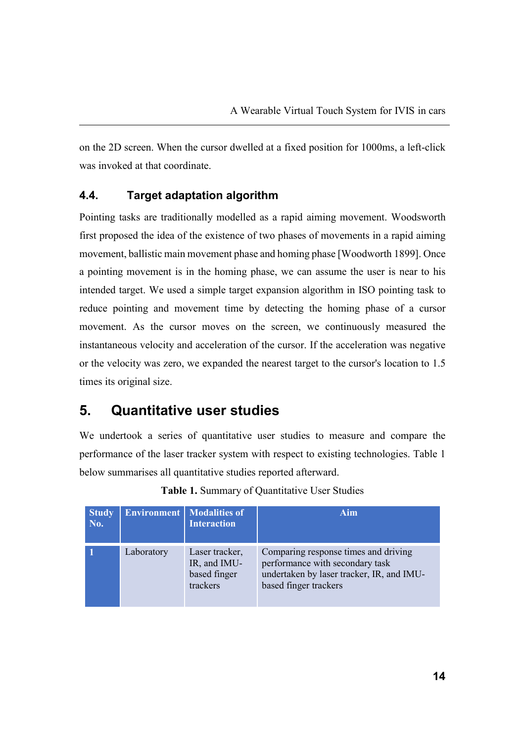on the 2D screen. When the cursor dwelled at a fixed position for 1000ms, a left-click was invoked at that coordinate.

### 4.4. Target adaptation algorithm

Pointing tasks are traditionally modelled as a rapid aiming movement. Woodsworth first proposed the idea of the existence of two phases of movements in a rapid aiming movement, ballistic main movement phase and homing phase [Woodworth 1899]. Once a pointing movement is in the homing phase, we can assume the user is near to his intended target. We used a simple target expansion algorithm in ISO pointing task to reduce pointing and movement time by detecting the homing phase of a cursor movement. As the cursor moves on the screen, we continuously measured the instantaneous velocity and acceleration of the cursor. If the acceleration was negative or the velocity was zero, we expanded the nearest target to the cursor's location to 1.5 times its original size.

## 5. Quantitative user studies

We undertook a series of quantitative user studies to measure and compare the performance of the laser tracker system with respect to existing technologies. Table 1 below summarises all quantitative studies reported afterward.

**Table 1.** Summary of Quantitative User Studies

| Study No. | Environment | Modalities of Interaction | Aim |
|---|---|---|---|
| 1 | Laboratory | Laser tracker, IR, and IMU-based finger trackers | Comparing response times and driving performance with secondary task undertaken by laser tracker, IR, and IMU-based finger trackers |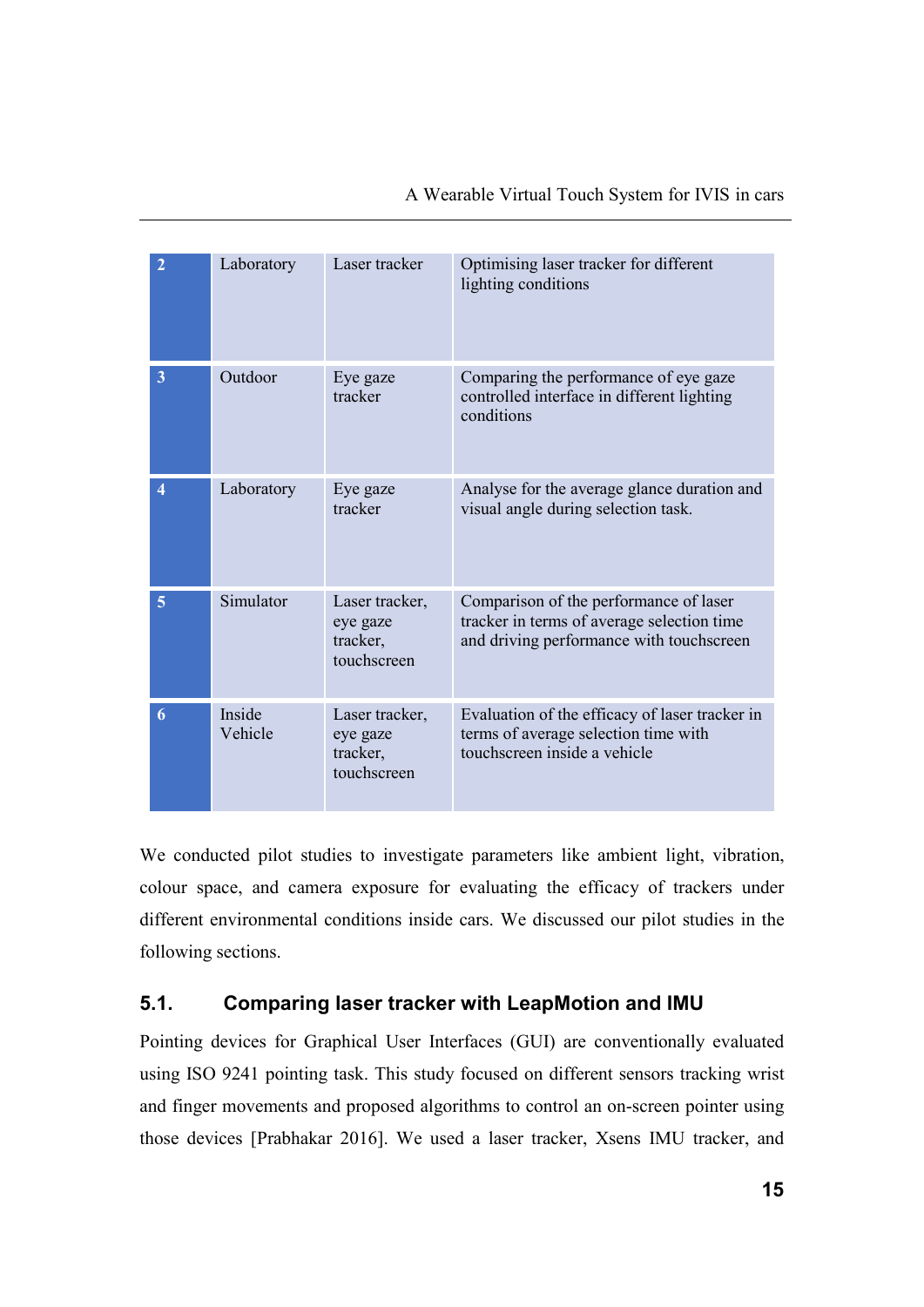| 2 | Laboratory | Laser tracker | Optimising laser tracker for different lighting conditions |
|---|---|---|---|
| 3 | Outdoor | Eye gaze tracker | Comparing the performance of eye gaze controlled interface in different lighting conditions |
| 4 | Laboratory | Eye gaze tracker | Analyse for the average glance duration and visual angle during selection task. |
| 5 | Simulator | Laser tracker, eye gaze tracker, touchscreen | Comparison of the performance of laser tracker in terms of average selection time and driving performance with touchscreen |
| 6 | Inside Vehicle | Laser tracker, eye gaze tracker, touchscreen | Evaluation of the efficacy of laser tracker in terms of average selection time with touchscreen inside a vehicle |

We conducted pilot studies to investigate parameters like ambient light, vibration, colour space, and camera exposure for evaluating the efficacy of trackers under different environmental conditions inside cars. We discussed our pilot studies in the following sections.

## 5.1. Comparing laser tracker with LeapMotion and IMU

Pointing devices for Graphical User Interfaces (GUI) are conventionally evaluated using ISO 9241 pointing task. This study focused on different sensors tracking wrist and finger movements and proposed algorithms to control an on-screen pointer using those devices [Prabhakar 2016]. We used a laser tracker, Xsens IMU tracker, and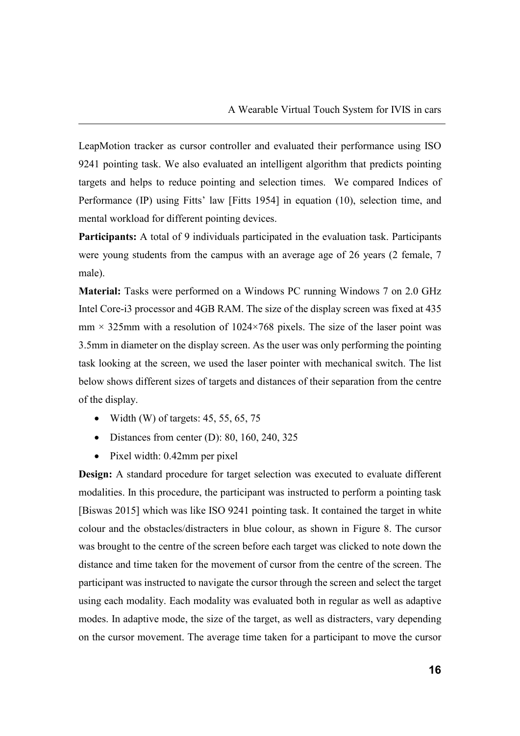LeapMotion tracker as cursor controller and evaluated their performance using ISO 9241 pointing task. We also evaluated an intelligent algorithm that predicts pointing targets and helps to reduce pointing and selection times. We compared Indices of Performance (IP) using Fitts' law [Fitts 1954] in equation (10), selection time, and mental workload for different pointing devices.

**Participants:** A total of 9 individuals participated in the evaluation task. Participants were young students from the campus with an average age of 26 years (2 female, 7 male).

**Material:** Tasks were performed on a Windows PC running Windows 7 on 2.0 GHz Intel Core-i3 processor and 4GB RAM. The size of the display screen was fixed at 435 mm × 325mm with a resolution of 1024×768 pixels. The size of the laser point was 3.5mm in diameter on the display screen. As the user was only performing the pointing task looking at the screen, we used the laser pointer with mechanical switch. The list below shows different sizes of targets and distances of their separation from the centre of the display.

- Width (W) of targets: 45, 55, 65, 75
- Distances from center (D): 80, 160, 240, 325
- Pixel width: 0.42mm per pixel

**Design:** A standard procedure for target selection was executed to evaluate different modalities. In this procedure, the participant was instructed to perform a pointing task [Biswas 2015] which was like ISO 9241 pointing task. It contained the target in white colour and the obstacles/distracters in blue colour, as shown in Figure 8. The cursor was brought to the centre of the screen before each target was clicked to note down the distance and time taken for the movement of cursor from the centre of the screen. The participant was instructed to navigate the cursor through the screen and select the target using each modality. Each modality was evaluated both in regular as well as adaptive modes. In adaptive mode, the size of the target, as well as distracters, vary depending on the cursor movement. The average time taken for a participant to move the cursor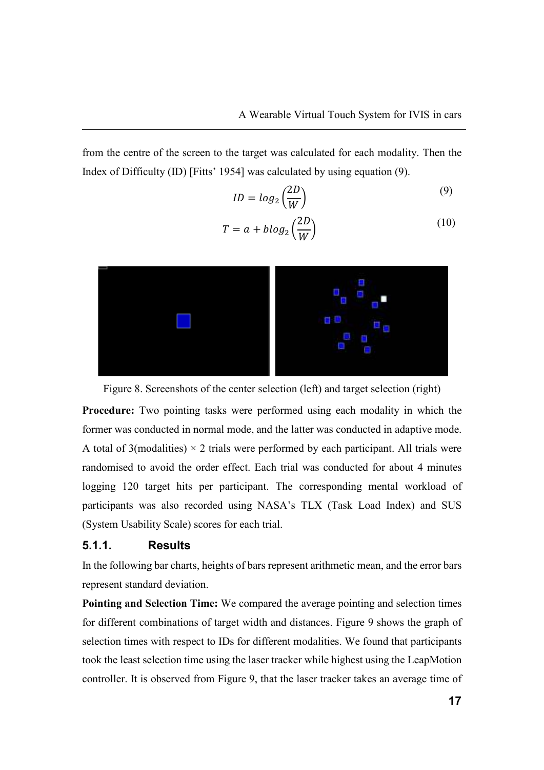from the centre of the screen to the target was calculated for each modality. Then the Index of Difficulty (ID) [Fitts' 1954] was calculated by using equation (9).

$$ID = log_2\left(\frac{2D}{W}\right) \tag{9}$$

$$T = a + blog_2\left(\frac{2D}{W}\right) \tag{10}$$

Figure 8. Screenshots of the center selection (left) and target selection (right)

**Procedure:** Two pointing tasks were performed using each modality in which the former was conducted in normal mode, and the latter was conducted in adaptive mode. A total of 3(modalities) × 2 trials were performed by each participant. All trials were randomised to avoid the order effect. Each trial was conducted for about 4 minutes logging 120 target hits per participant. The corresponding mental workload of participants was also recorded using NASA's TLX (Task Load Index) and SUS (System Usability Scale) scores for each trial.

### 5.1.1. Results

In the following bar charts, heights of bars represent arithmetic mean, and the error bars represent standard deviation.

**Pointing and Selection Time:** We compared the average pointing and selection times for different combinations of target width and distances. Figure 9 shows the graph of selection times with respect to IDs for different modalities. We found that participants took the least selection time using the laser tracker while highest using the LeapMotion controller. It is observed from Figure 9, that the laser tracker takes an average time of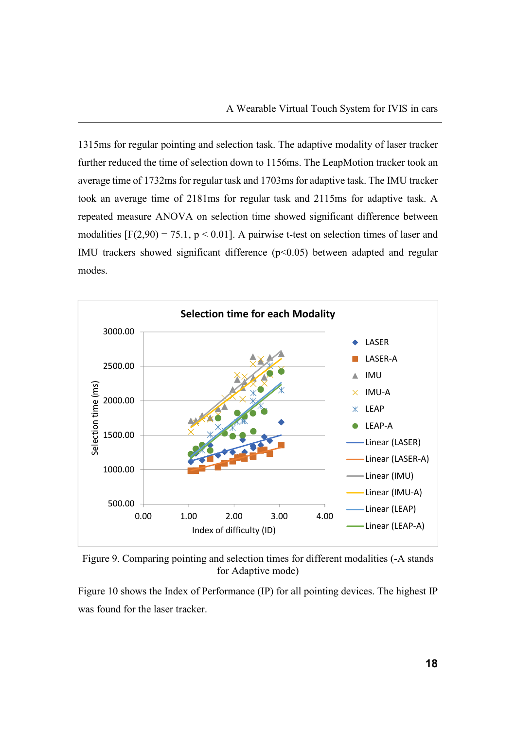1315ms for regular pointing and selection task. The adaptive modality of laser tracker further reduced the time of selection down to 1156ms. The LeapMotion tracker took an average time of 1732ms for regular task and 1703ms for adaptive task. The IMU tracker took an average time of 2181ms for regular task and 2115ms for adaptive task. A repeated measure ANOVA on selection time showed significant difference between modalities [$F(2,90) = 75.1$, $p < 0.01$]. A pairwise t-test on selection times of laser and IMU trackers showed significant difference ($p<0.05$) between adapted and regular modes.

Figure 9. Comparing pointing and selection times for different modalities (-A stands for Adaptive mode)

Figure 10 shows the Index of Performance (IP) for all pointing devices. The highest IP was found for the laser tracker.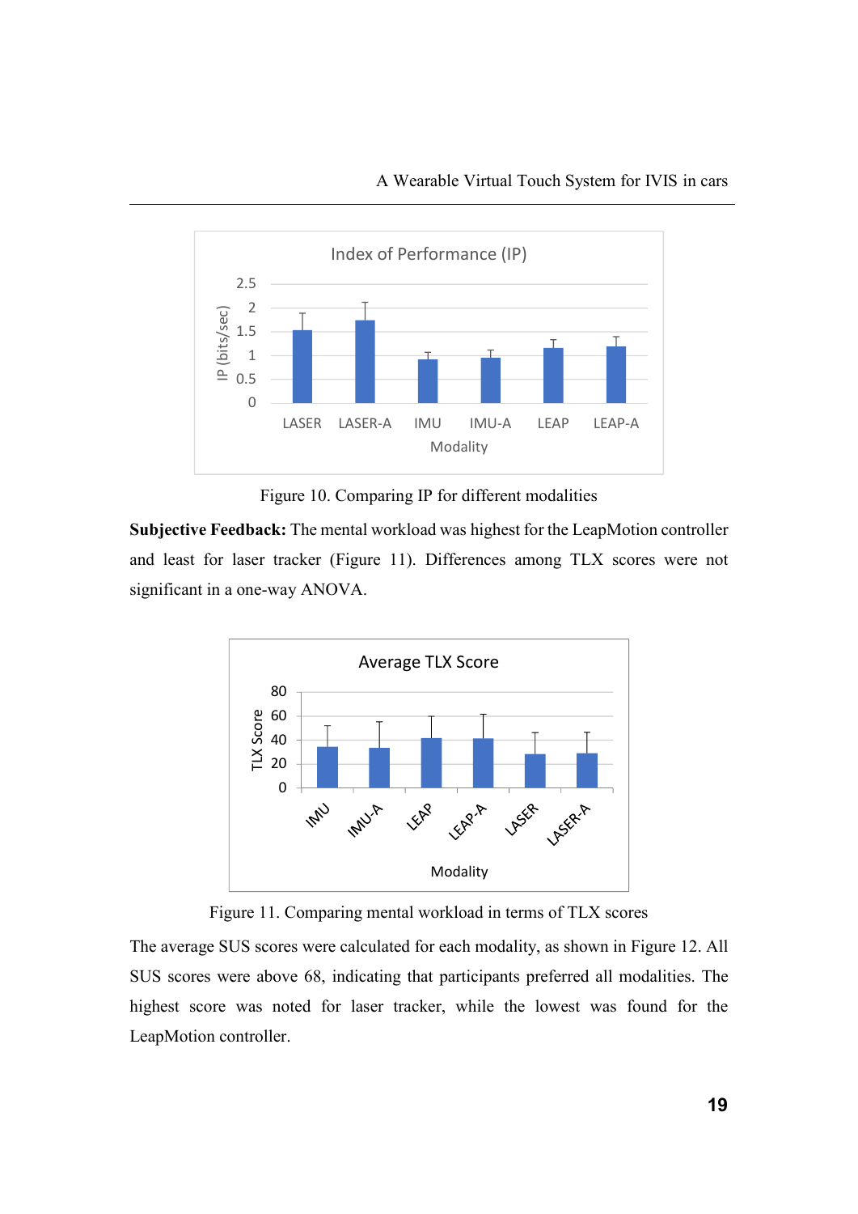Figure 10. Comparing IP for different modalities

**Subjective Feedback:** The mental workload was highest for the LeapMotion controller and least for laser tracker (Figure 11). Differences among TLX scores were not significant in a one-way ANOVA.

Figure 11. Comparing mental workload in terms of TLX scores

The average SUS scores were calculated for each modality, as shown in Figure 12. All SUS scores were above 68, indicating that participants preferred all modalities. The highest score was noted for laser tracker, while the lowest was found for the LeapMotion controller.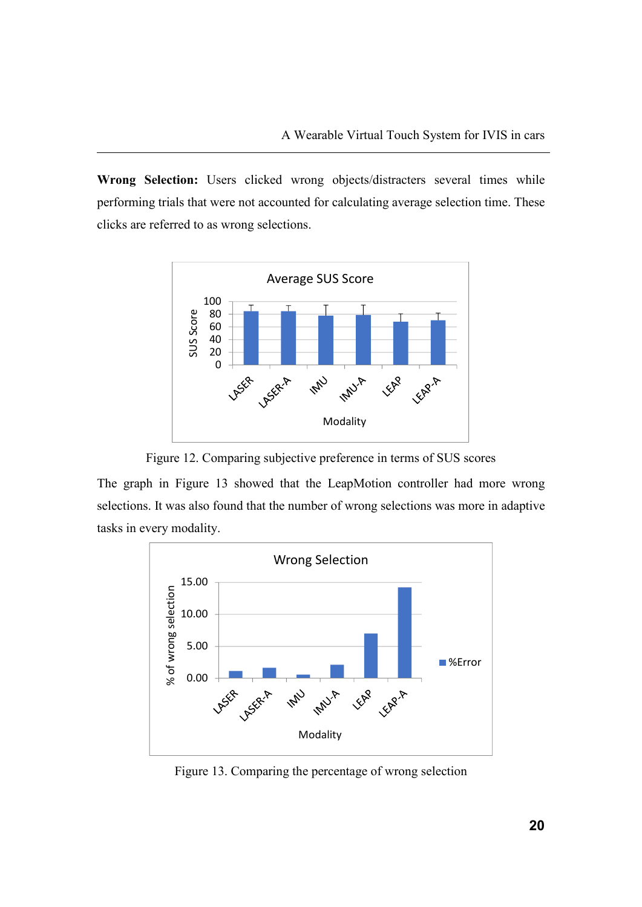**Wrong Selection:** Users clicked wrong objects/distracters several times while performing trials that were not accounted for calculating average selection time. These clicks are referred to as wrong selections.

Figure 12. Comparing subjective preference in terms of SUS scores

The graph in Figure 13 showed that the LeapMotion controller had more wrong selections. It was also found that the number of wrong selections was more in adaptive tasks in every modality.

Figure 13. Comparing the percentage of wrong selection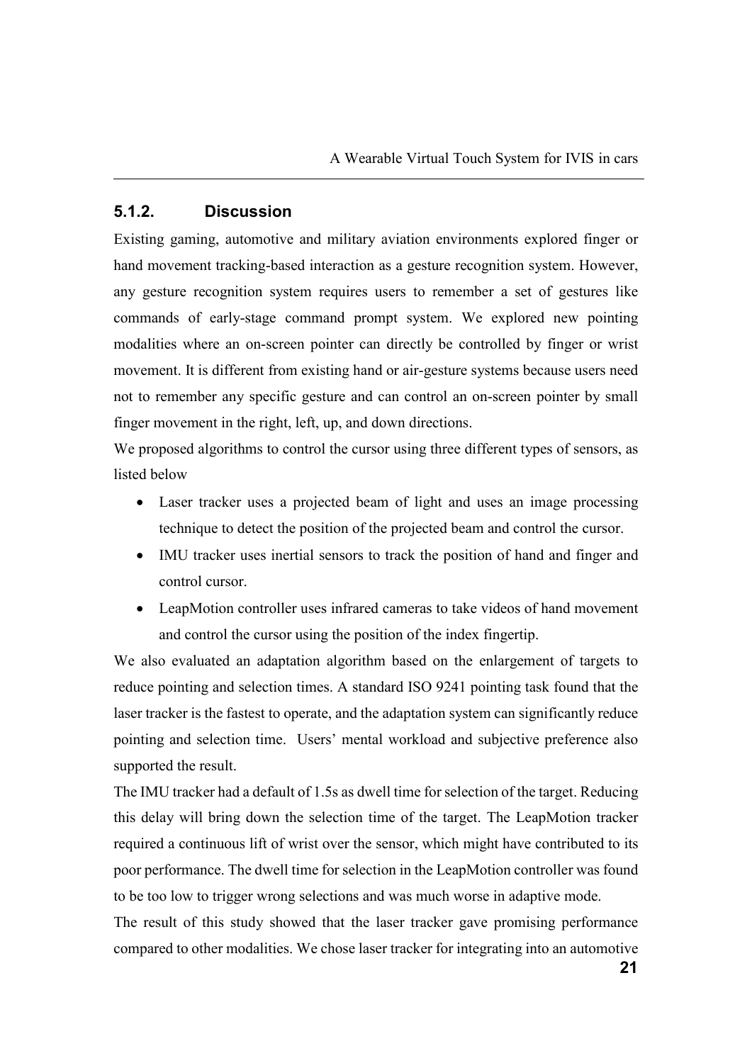### 5.1.2. Discussion

Existing gaming, automotive and military aviation environments explored finger or hand movement tracking-based interaction as a gesture recognition system. However, any gesture recognition system requires users to remember a set of gestures like commands of early-stage command prompt system. We explored new pointing modalities where an on-screen pointer can directly be controlled by finger or wrist movement. It is different from existing hand or air-gesture systems because users need not to remember any specific gesture and can control an on-screen pointer by small finger movement in the right, left, up, and down directions.

We proposed algorithms to control the cursor using three different types of sensors, as listed below

- Laser tracker uses a projected beam of light and uses an image processing technique to detect the position of the projected beam and control the cursor.
- IMU tracker uses inertial sensors to track the position of hand and finger and control cursor.
- LeapMotion controller uses infrared cameras to take videos of hand movement and control the cursor using the position of the index fingertip.

We also evaluated an adaptation algorithm based on the enlargement of targets to reduce pointing and selection times. A standard ISO 9241 pointing task found that the laser tracker is the fastest to operate, and the adaptation system can significantly reduce pointing and selection time. Users' mental workload and subjective preference also supported the result.

The IMU tracker had a default of 1.5s as dwell time for selection of the target. Reducing this delay will bring down the selection time of the target. The LeapMotion tracker required a continuous lift of wrist over the sensor, which might have contributed to its poor performance. The dwell time for selection in the LeapMotion controller was found to be too low to trigger wrong selections and was much worse in adaptive mode.

The result of this study showed that the laser tracker gave promising performance compared to other modalities. We chose laser tracker for integrating into an automotive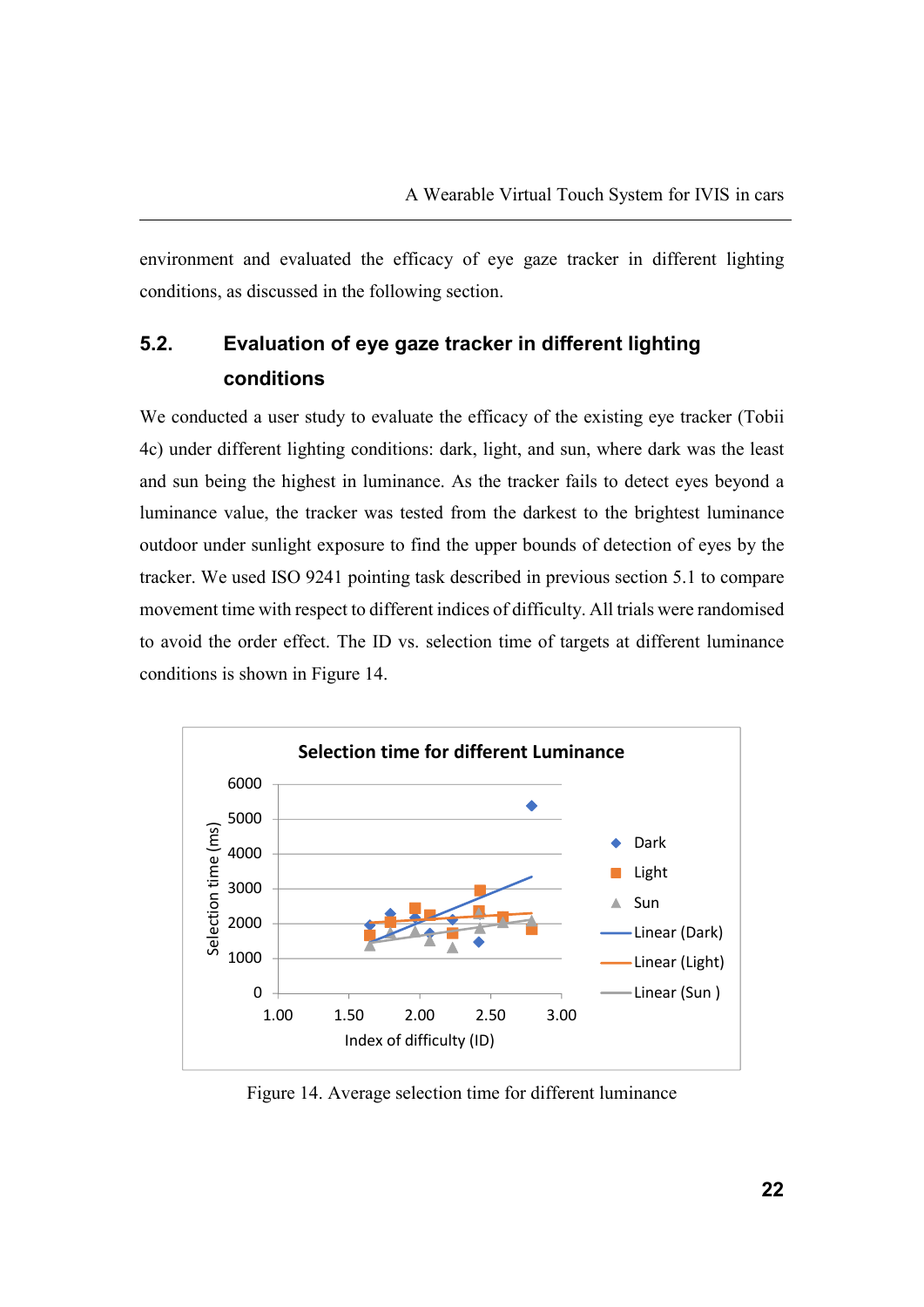environment and evaluated the efficacy of eye gaze tracker in different lighting conditions, as discussed in the following section.

## 5.2. Evaluation of eye gaze tracker in different lighting conditions

We conducted a user study to evaluate the efficacy of the existing eye tracker (Tobii 4c) under different lighting conditions: dark, light, and sun, where dark was the least and sun being the highest in luminance. As the tracker fails to detect eyes beyond a luminance value, the tracker was tested from the darkest to the brightest luminance outdoor under sunlight exposure to find the upper bounds of detection of eyes by the tracker. We used ISO 9241 pointing task described in previous section 5.1 to compare movement time with respect to different indices of difficulty. All trials were randomised to avoid the order effect. The ID vs. selection time of targets at different luminance conditions is shown in Figure 14.

Figure 14. Average selection time for different luminance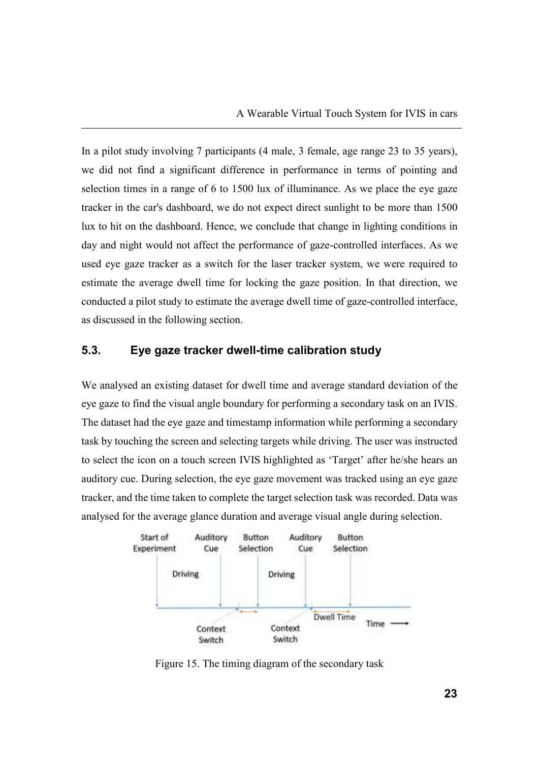In a pilot study involving 7 participants (4 male, 3 female, age range 23 to 35 years), we did not find a significant difference in performance in terms of pointing and selection times in a range of 6 to 1500 lux of illuminance. As we place the eye gaze tracker in the car's dashboard, we do not expect direct sunlight to be more than 1500 lux to hit on the dashboard. Hence, we conclude that change in lighting conditions in day and night would not affect the performance of gaze-controlled interfaces. As we used eye gaze tracker as a switch for the laser tracker system, we were required to estimate the average dwell time for locking the gaze position. In that direction, we conducted a pilot study to estimate the average dwell time of gaze-controlled interface, as discussed in the following section.

## 5.3. Eye gaze tracker dwell-time calibration study

We analysed an existing dataset for dwell time and average standard deviation of the eye gaze to find the visual angle boundary for performing a secondary task on an IVIS. The dataset had the eye gaze and timestamp information while performing a secondary task by touching the screen and selecting targets while driving. The user was instructed to select the icon on a touch screen IVIS highlighted as 'Target' after he/she hears an auditory cue. During selection, the eye gaze movement was tracked using an eye gaze tracker, and the time taken to complete the target selection task was recorded. Data was analysed for the average glance duration and average visual angle during selection.

Figure 15. The timing diagram of the secondary task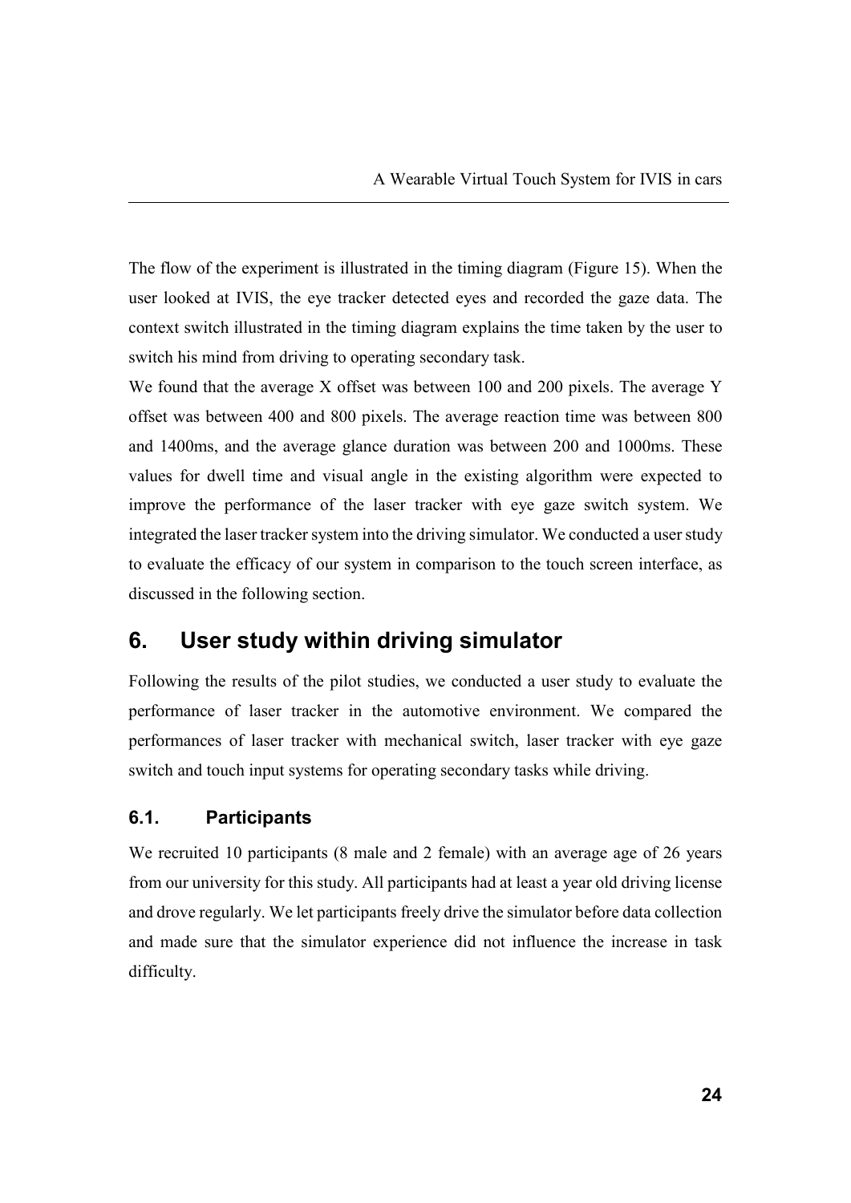The flow of the experiment is illustrated in the timing diagram (Figure 15). When the user looked at IVIS, the eye tracker detected eyes and recorded the gaze data. The context switch illustrated in the timing diagram explains the time taken by the user to switch his mind from driving to operating secondary task.

We found that the average X offset was between 100 and 200 pixels. The average Y offset was between 400 and 800 pixels. The average reaction time was between 800 and 1400ms, and the average glance duration was between 200 and 1000ms. These values for dwell time and visual angle in the existing algorithm were expected to improve the performance of the laser tracker with eye gaze switch system. We integrated the laser tracker system into the driving simulator. We conducted a user study to evaluate the efficacy of our system in comparison to the touch screen interface, as discussed in the following section.

## 6. User study within driving simulator

Following the results of the pilot studies, we conducted a user study to evaluate the performance of laser tracker in the automotive environment. We compared the performances of laser tracker with mechanical switch, laser tracker with eye gaze switch and touch input systems for operating secondary tasks while driving.

### 6.1. Participants

We recruited 10 participants (8 male and 2 female) with an average age of 26 years from our university for this study. All participants had at least a year old driving license and drove regularly. We let participants freely drive the simulator before data collection and made sure that the simulator experience did not influence the increase in task difficulty.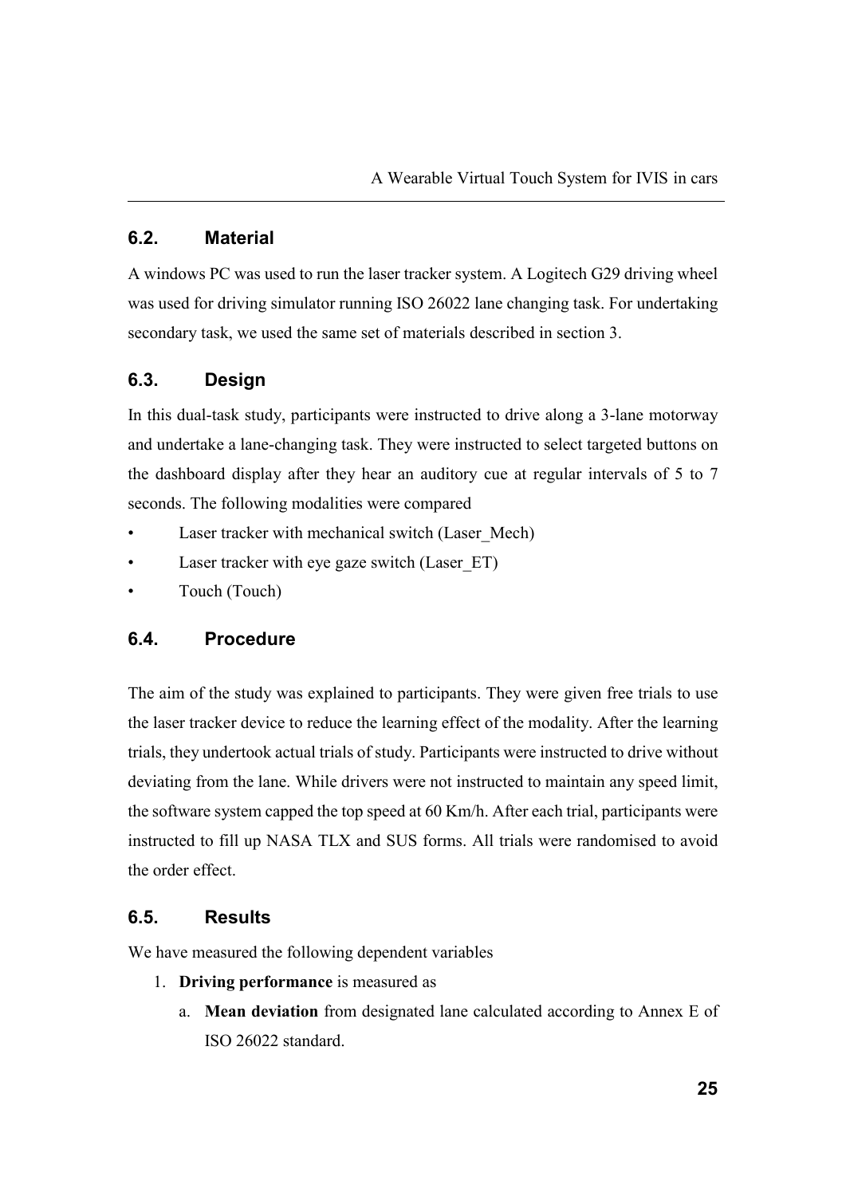### 6.2. Material

A windows PC was used to run the laser tracker system. A Logitech G29 driving wheel was used for driving simulator running ISO 26022 lane changing task. For undertaking secondary task, we used the same set of materials described in section 3.

### 6.3. Design

In this dual-task study, participants were instructed to drive along a 3-lane motorway and undertake a lane-changing task. They were instructed to select targeted buttons on the dashboard display after they hear an auditory cue at regular intervals of 5 to 7 seconds. The following modalities were compared

- Laser tracker with mechanical switch (Laser_Mech)
- Laser tracker with eye gaze switch (Laser_ET)
- Touch (Touch)

### 6.4. Procedure

The aim of the study was explained to participants. They were given free trials to use the laser tracker device to reduce the learning effect of the modality. After the learning trials, they undertook actual trials of study. Participants were instructed to drive without deviating from the lane. While drivers were not instructed to maintain any speed limit, the software system capped the top speed at 60 Km/h. After each trial, participants were instructed to fill up NASA TLX and SUS forms. All trials were randomised to avoid the order effect.

### 6.5. Results

We have measured the following dependent variables

1. **Driving performance** is measured as
   a. **Mean deviation** from designated lane calculated according to Annex E of ISO 26022 standard.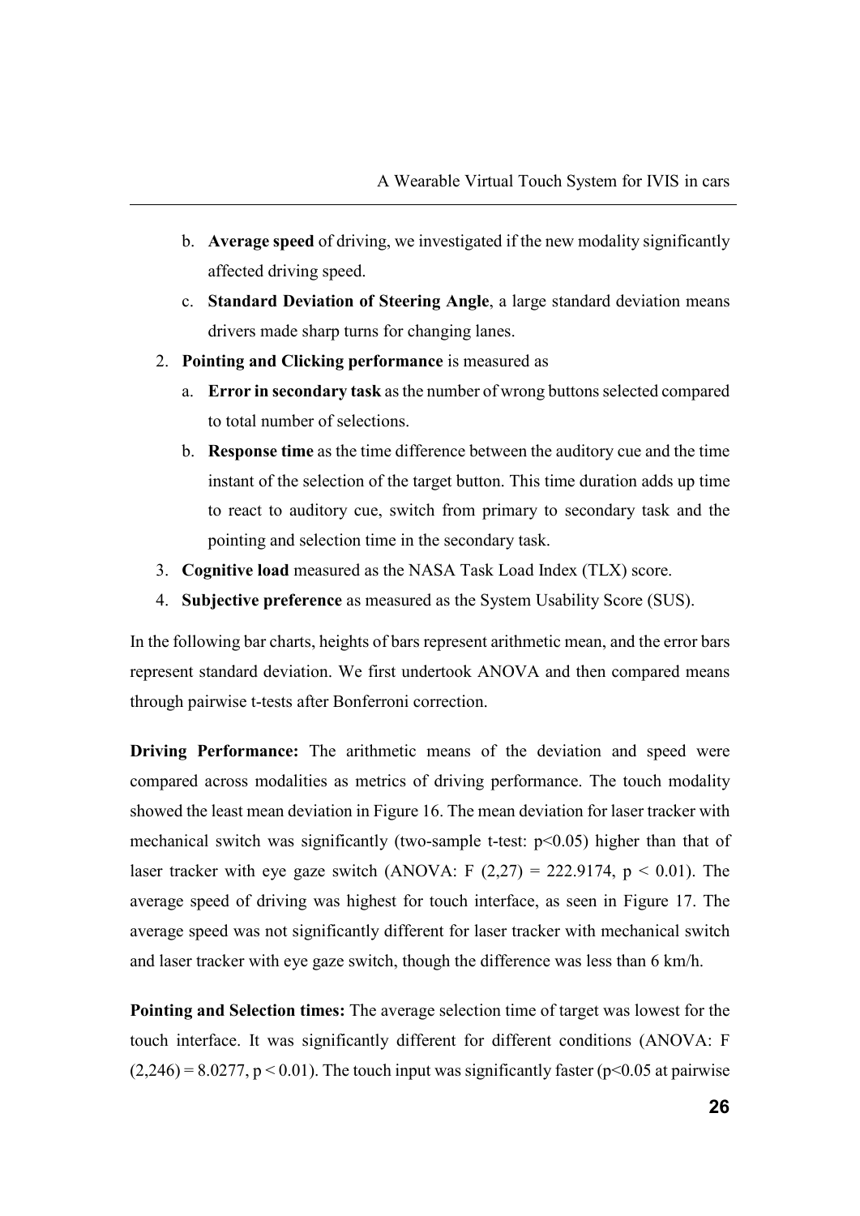b. **Average speed** of driving, we investigated if the new modality significantly affected driving speed.
   c. **Standard Deviation of Steering Angle**, a large standard deviation means drivers made sharp turns for changing lanes.
2. **Pointing and Clicking performance** is measured as
   a. **Error in secondary task** as the number of wrong buttons selected compared to total number of selections.
   b. **Response time** as the time difference between the auditory cue and the time instant of the selection of the target button. This time duration adds up time to react to auditory cue, switch from primary to secondary task and the pointing and selection time in the secondary task.
3. **Cognitive load** measured as the NASA Task Load Index (TLX) score.
4. **Subjective preference** as measured as the System Usability Score (SUS).

In the following bar charts, heights of bars represent arithmetic mean, and the error bars represent standard deviation. We first undertook ANOVA and then compared means through pairwise t-tests after Bonferroni correction.

**Driving Performance:** The arithmetic means of the deviation and speed were compared across modalities as metrics of driving performance. The touch modality showed the least mean deviation in Figure 16. The mean deviation for laser tracker with mechanical switch was significantly (two-sample t-test: $p<0.05$) higher than that of laser tracker with eye gaze switch (ANOVA: $F(2,27) = 222.9174$, $p < 0.01$). The average speed of driving was highest for touch interface, as seen in Figure 17. The average speed was not significantly different for laser tracker with mechanical switch and laser tracker with eye gaze switch, though the difference was less than 6 km/h.

**Pointing and Selection times:** The average selection time of target was lowest for the touch interface. It was significantly different for different conditions (ANOVA: $F(2,246) = 8.0277$, $p < 0.01$). The touch input was significantly faster ($p<0.05$ at pairwise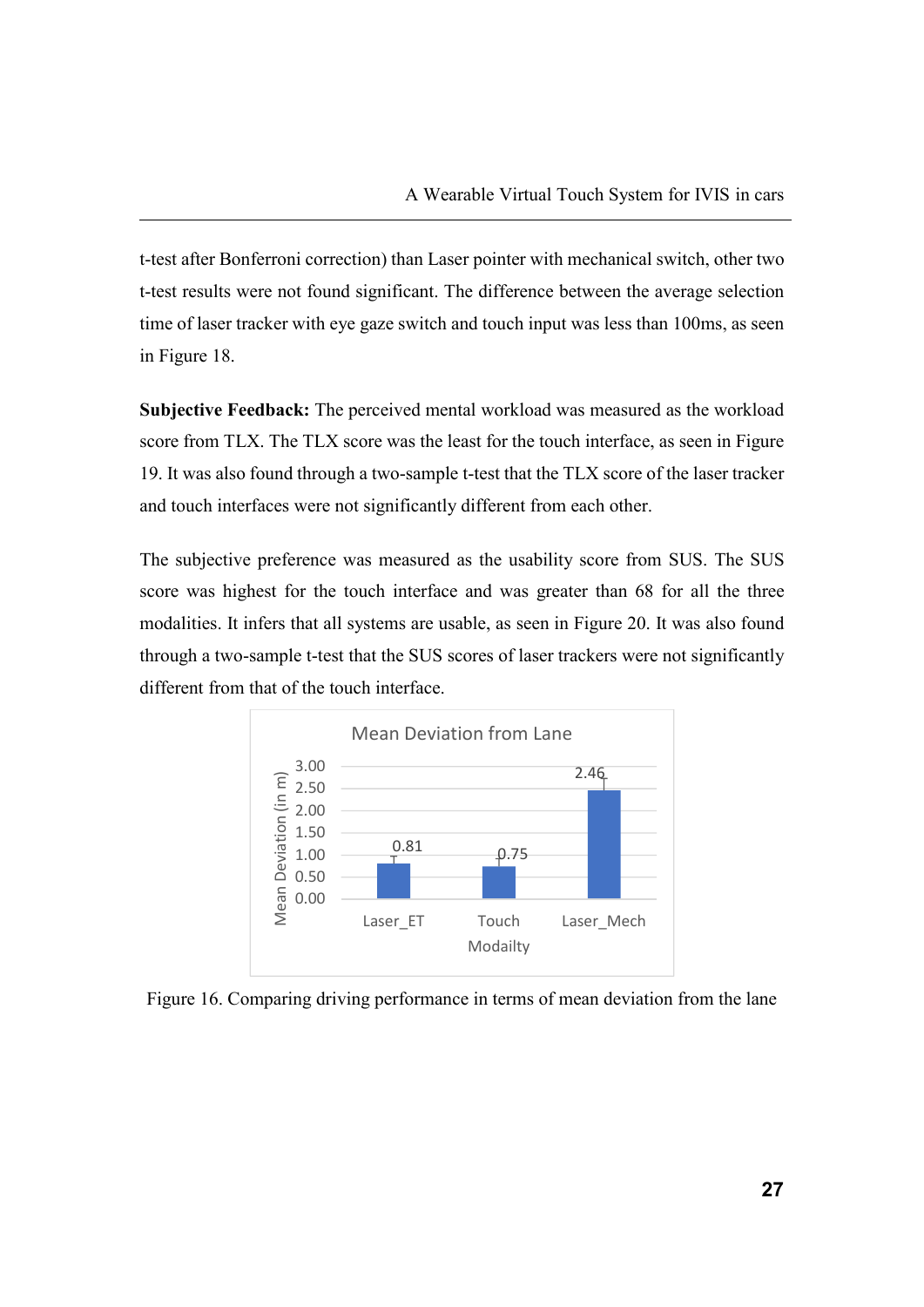t-test after Bonferroni correction) than Laser pointer with mechanical switch, other two t-test results were not found significant. The difference between the average selection time of laser tracker with eye gaze switch and touch input was less than 100ms, as seen in Figure 18.

**Subjective Feedback:** The perceived mental workload was measured as the workload score from TLX. The TLX score was the least for the touch interface, as seen in Figure 19. It was also found through a two-sample t-test that the TLX score of the laser tracker and touch interfaces were not significantly different from each other.

The subjective preference was measured as the usability score from SUS. The SUS score was highest for the touch interface and was greater than 68 for all the three modalities. It infers that all systems are usable, as seen in Figure 20. It was also found through a two-sample t-test that the SUS scores of laser trackers were not significantly different from that of the touch interface.

Figure 16. Comparing driving performance in terms of mean deviation from the lane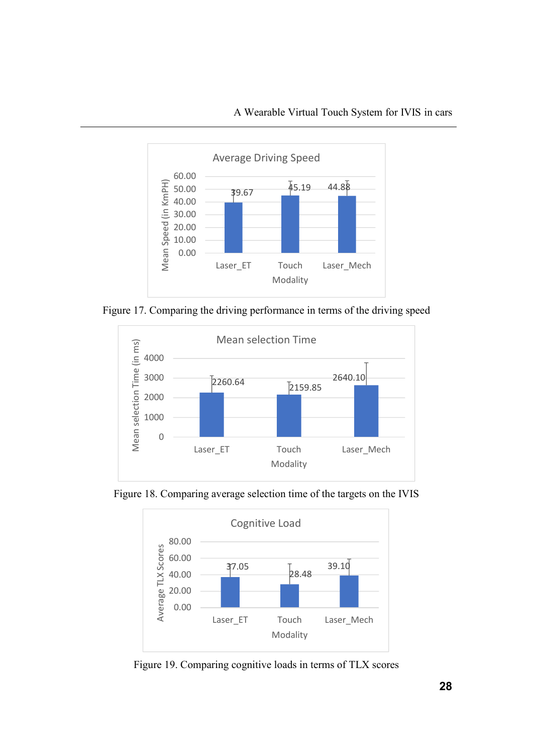Figure 17. Comparing the driving performance in terms of the driving speed

Figure 18. Comparing average selection time of the targets on the IVIS

Figure 19. Comparing cognitive loads in terms of TLX scores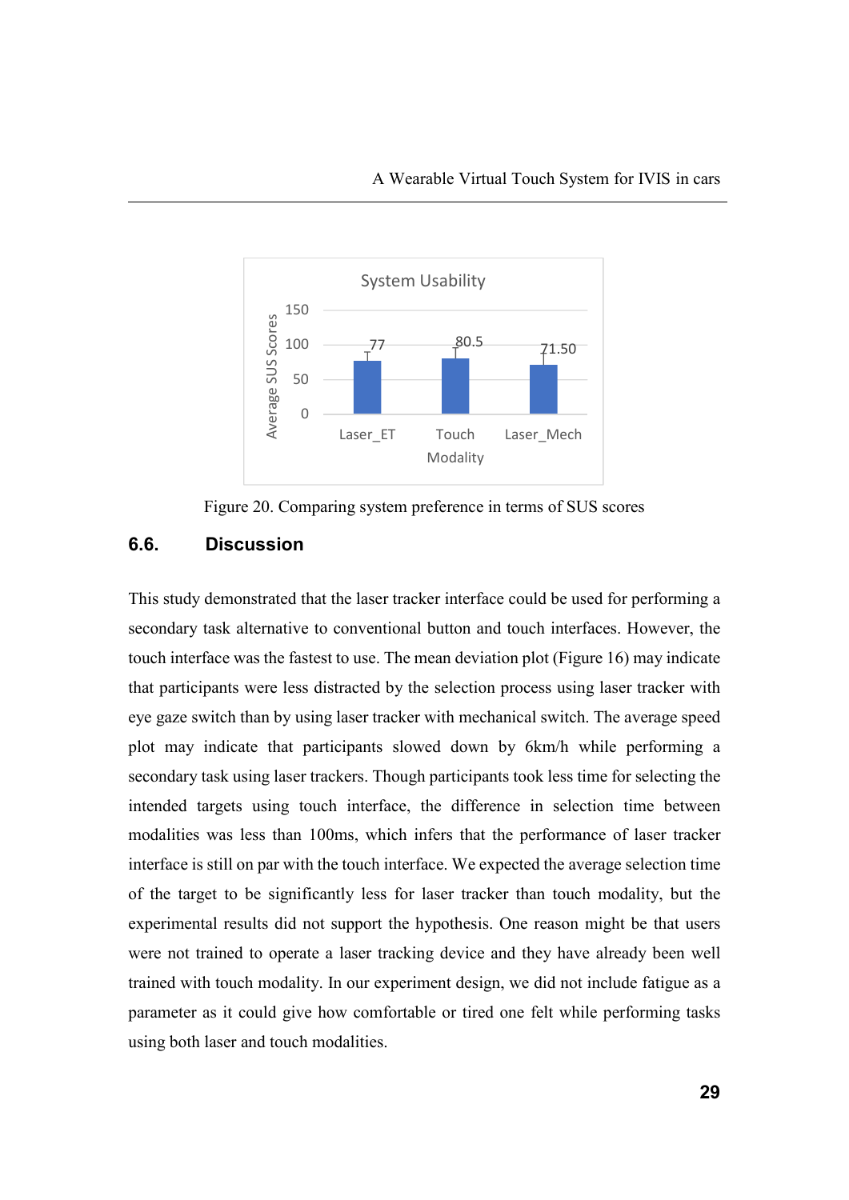Figure 20. Comparing system preference in terms of SUS scores

### 6.6. Discussion

This study demonstrated that the laser tracker interface could be used for performing a secondary task alternative to conventional button and touch interfaces. However, the touch interface was the fastest to use. The mean deviation plot (Figure 16) may indicate that participants were less distracted by the selection process using laser tracker with eye gaze switch than by using laser tracker with mechanical switch. The average speed plot may indicate that participants slowed down by 6km/h while performing a secondary task using laser trackers. Though participants took less time for selecting the intended targets using touch interface, the difference in selection time between modalities was less than 100ms, which infers that the performance of laser tracker interface is still on par with the touch interface. We expected the average selection time of the target to be significantly less for laser tracker than touch modality, but the experimental results did not support the hypothesis. One reason might be that users were not trained to operate a laser tracking device and they have already been well trained with touch modality. In our experiment design, we did not include fatigue as a parameter as it could give how comfortable or tired one felt while performing tasks using both laser and touch modalities.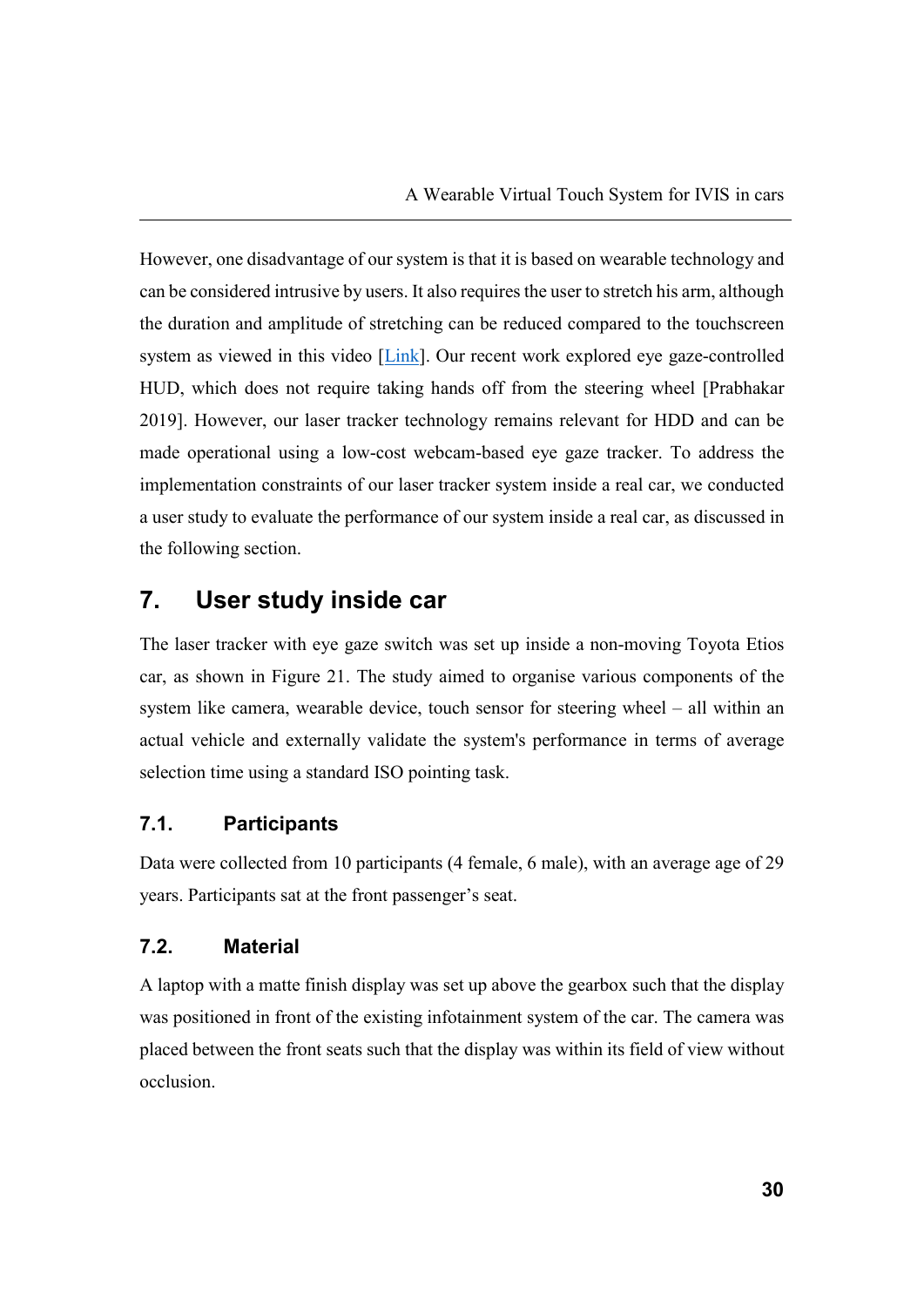However, one disadvantage of our system is that it is based on wearable technology and can be considered intrusive by users. It also requires the user to stretch his arm, although the duration and amplitude of stretching can be reduced compared to the touchscreen system as viewed in this video [Link]. Our recent work explored eye gaze-controlled HUD, which does not require taking hands off from the steering wheel [Prabhakar 2019]. However, our laser tracker technology remains relevant for HDD and can be made operational using a low-cost webcam-based eye gaze tracker. To address the implementation constraints of our laser tracker system inside a real car, we conducted a user study to evaluate the performance of our system inside a real car, as discussed in the following section.

# 7. User study inside car

The laser tracker with eye gaze switch was set up inside a non-moving Toyota Etios car, as shown in Figure 21. The study aimed to organise various components of the system like camera, wearable device, touch sensor for steering wheel – all within an actual vehicle and externally validate the system's performance in terms of average selection time using a standard ISO pointing task.

## 7.1. Participants

Data were collected from 10 participants (4 female, 6 male), with an average age of 29 years. Participants sat at the front passenger's seat.

## 7.2. Material

A laptop with a matte finish display was set up above the gearbox such that the display was positioned in front of the existing infotainment system of the car. The camera was placed between the front seats such that the display was within its field of view without occlusion.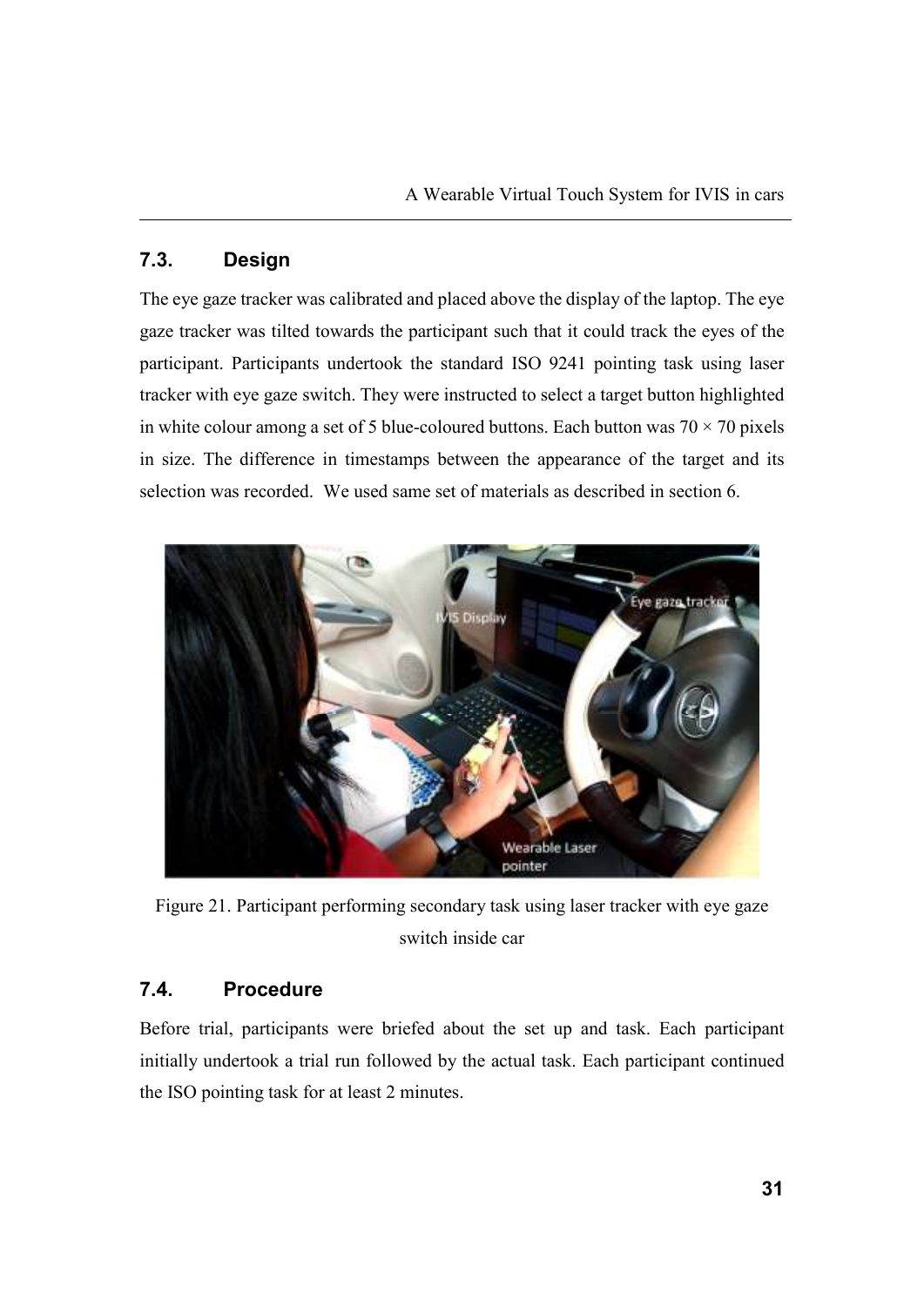## 7.3. Design

The eye gaze tracker was calibrated and placed above the display of the laptop. The eye gaze tracker was tilted towards the participant such that it could track the eyes of the participant. Participants undertook the standard ISO 9241 pointing task using laser tracker with eye gaze switch. They were instructed to select a target button highlighted in white colour among a set of 5 blue-coloured buttons. Each button was 70 × 70 pixels in size. The difference in timestamps between the appearance of the target and its selection was recorded. We used same set of materials as described in section 6.

Figure 21. Participant performing secondary task using laser tracker with eye gaze switch inside car

## 7.4. Procedure

Before trial, participants were briefed about the set up and task. Each participant initially undertook a trial run followed by the actual task. Each participant continued the ISO pointing task for at least 2 minutes.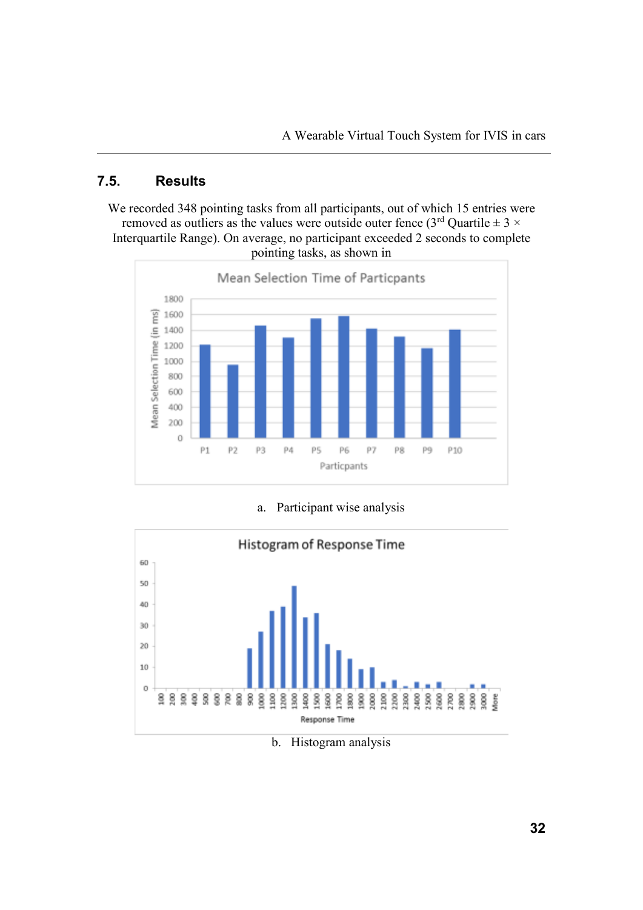## 7.5. Results

We recorded 348 pointing tasks from all participants, out of which 15 entries were removed as outliers as the values were outside outer fence (3[rd] Quartile ± 3 × Interquartile Range). On average, no participant exceeded 2 seconds to complete pointing tasks, as shown in

a. Participant wise analysis

b. Histogram analysis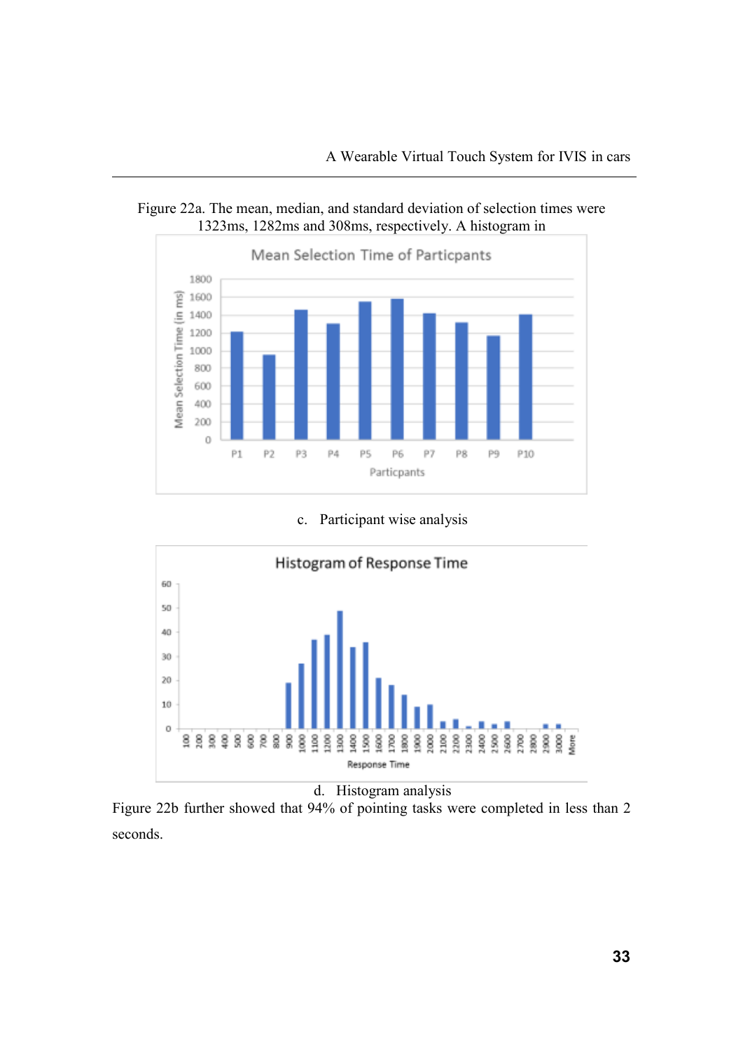Figure 22a. The mean, median, and standard deviation of selection times were 1323ms, 1282ms and 308ms, respectively. A histogram in

c. Participant wise analysis

d. Histogram analysis

Figure 22b further showed that 94% of pointing tasks were completed in less than 2 seconds.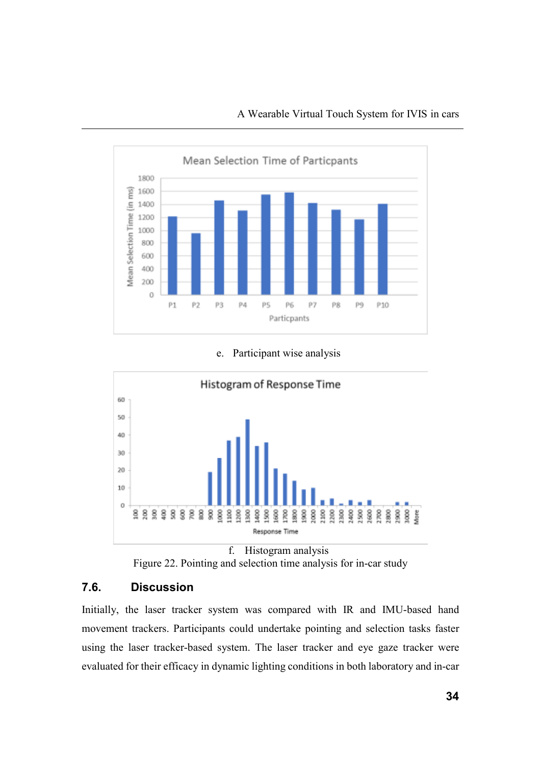e. Participant wise analysis

f. Histogram analysis

Figure 22. Pointing and selection time analysis for in-car study

### 7.6. Discussion

Initially, the laser tracker system was compared with IR and IMU-based hand movement trackers. Participants could undertake pointing and selection tasks faster using the laser tracker-based system. The laser tracker and eye gaze tracker were evaluated for their efficacy in dynamic lighting conditions in both laboratory and in-car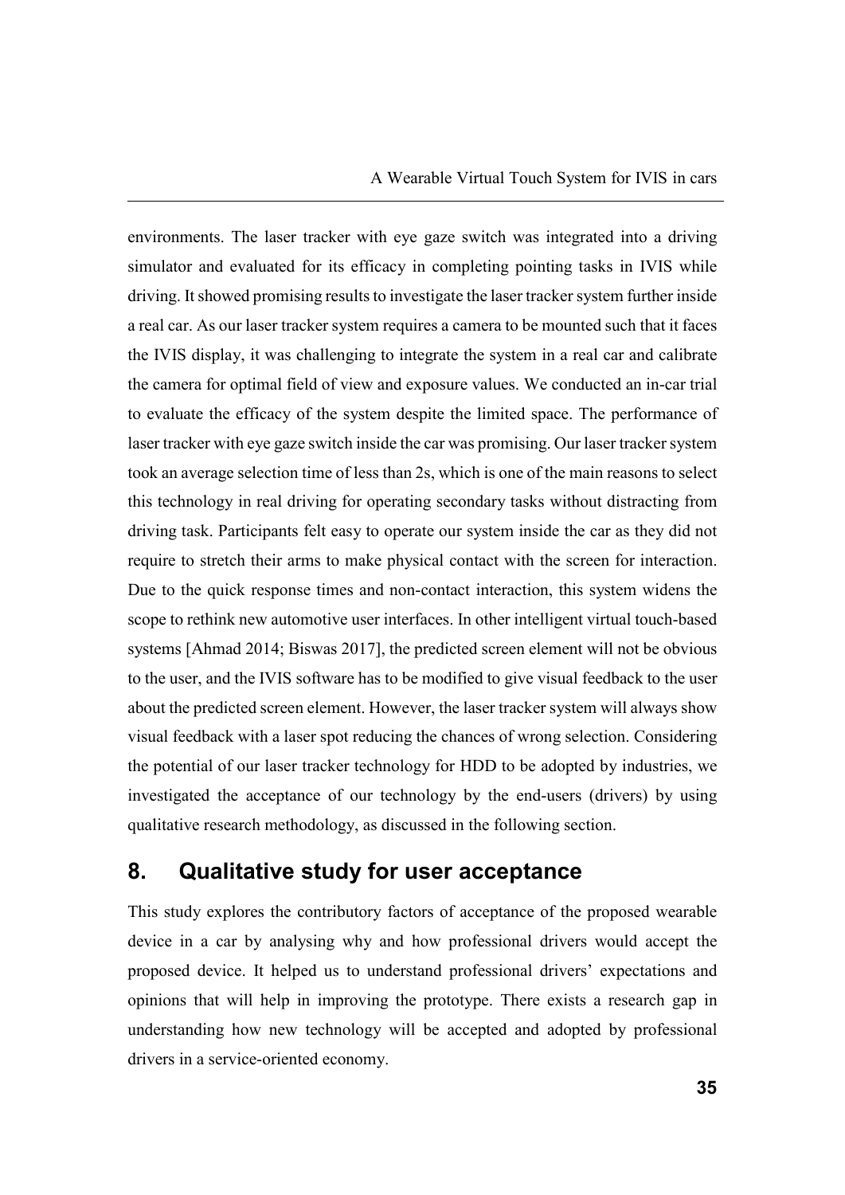environments. The laser tracker with eye gaze switch was integrated into a driving simulator and evaluated for its efficacy in completing pointing tasks in IVIS while driving. It showed promising results to investigate the laser tracker system further inside a real car. As our laser tracker system requires a camera to be mounted such that it faces the IVIS display, it was challenging to integrate the system in a real car and calibrate the camera for optimal field of view and exposure values. We conducted an in-car trial to evaluate the efficacy of the system despite the limited space. The performance of laser tracker with eye gaze switch inside the car was promising. Our laser tracker system took an average selection time of less than 2s, which is one of the main reasons to select this technology in real driving for operating secondary tasks without distracting from driving task. Participants felt easy to operate our system inside the car as they did not require to stretch their arms to make physical contact with the screen for interaction. Due to the quick response times and non-contact interaction, this system widens the scope to rethink new automotive user interfaces. In other intelligent virtual touch-based systems [Ahmad 2014; Biswas 2017], the predicted screen element will not be obvious to the user, and the IVIS software has to be modified to give visual feedback to the user about the predicted screen element. However, the laser tracker system will always show visual feedback with a laser spot reducing the chances of wrong selection. Considering the potential of our laser tracker technology for HDD to be adopted by industries, we investigated the acceptance of our technology by the end-users (drivers) by using qualitative research methodology, as discussed in the following section.

## 8. Qualitative study for user acceptance

This study explores the contributory factors of acceptance of the proposed wearable device in a car by analysing why and how professional drivers would accept the proposed device. It helped us to understand professional drivers' expectations and opinions that will help in improving the prototype. There exists a research gap in understanding how new technology will be accepted and adopted by professional drivers in a service-oriented economy.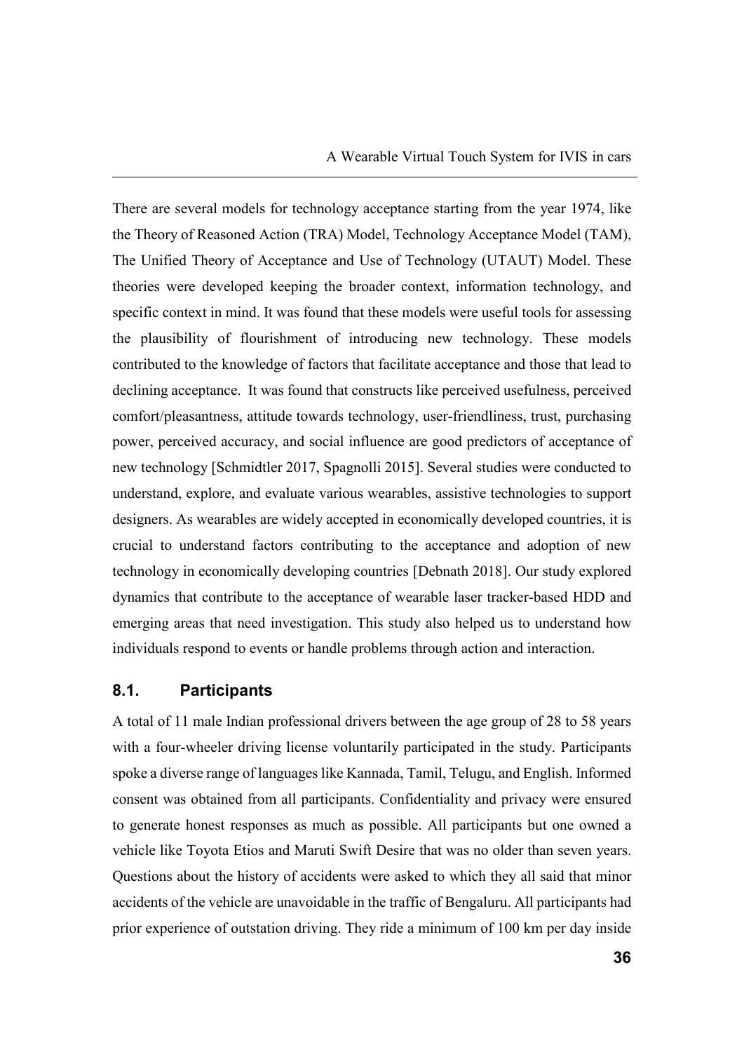There are several models for technology acceptance starting from the year 1974, like the Theory of Reasoned Action (TRA) Model, Technology Acceptance Model (TAM), The Unified Theory of Acceptance and Use of Technology (UTAUT) Model. These theories were developed keeping the broader context, information technology, and specific context in mind. It was found that these models were useful tools for assessing the plausibility of flourishment of introducing new technology. These models contributed to the knowledge of factors that facilitate acceptance and those that lead to declining acceptance. It was found that constructs like perceived usefulness, perceived comfort/pleasantness, attitude towards technology, user-friendliness, trust, purchasing power, perceived accuracy, and social influence are good predictors of acceptance of new technology [Schmidtler 2017, Spagnolli 2015]. Several studies were conducted to understand, explore, and evaluate various wearables, assistive technologies to support designers. As wearables are widely accepted in economically developed countries, it is crucial to understand factors contributing to the acceptance and adoption of new technology in economically developing countries [Debnath 2018]. Our study explored dynamics that contribute to the acceptance of wearable laser tracker-based HDD and emerging areas that need investigation. This study also helped us to understand how individuals respond to events or handle problems through action and interaction.

## 8.1. Participants

A total of 11 male Indian professional drivers between the age group of 28 to 58 years with a four-wheeler driving license voluntarily participated in the study. Participants spoke a diverse range of languages like Kannada, Tamil, Telugu, and English. Informed consent was obtained from all participants. Confidentiality and privacy were ensured to generate honest responses as much as possible. All participants but one owned a vehicle like Toyota Etios and Maruti Swift Desire that was no older than seven years. Questions about the history of accidents were asked to which they all said that minor accidents of the vehicle are unavoidable in the traffic of Bengaluru. All participants had prior experience of outstation driving. They ride a minimum of 100 km per day inside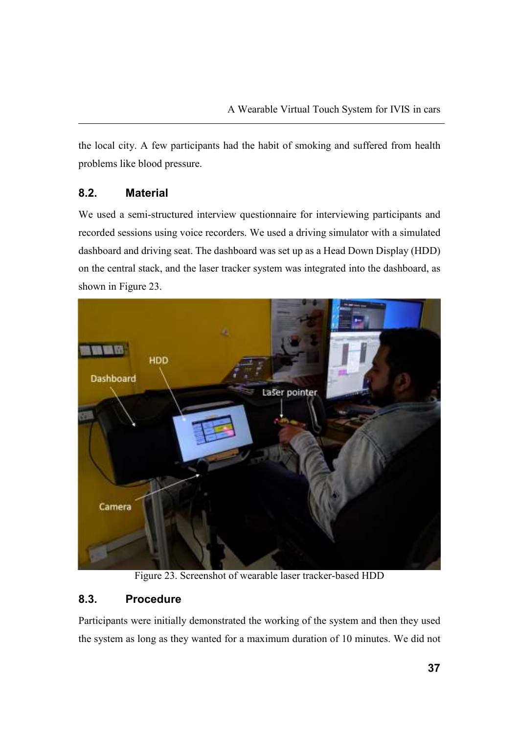the local city. A few participants had the habit of smoking and suffered from health problems like blood pressure.

## 8.2. Material

We used a semi-structured interview questionnaire for interviewing participants and recorded sessions using voice recorders. We used a driving simulator with a simulated dashboard and driving seat. The dashboard was set up as a Head Down Display (HDD) on the central stack, and the laser tracker system was integrated into the dashboard, as shown in Figure 23.

Figure 23. Screenshot of wearable laser tracker-based HDD

## 8.3. Procedure

Participants were initially demonstrated the working of the system and then they used the system as long as they wanted for a maximum duration of 10 minutes. We did not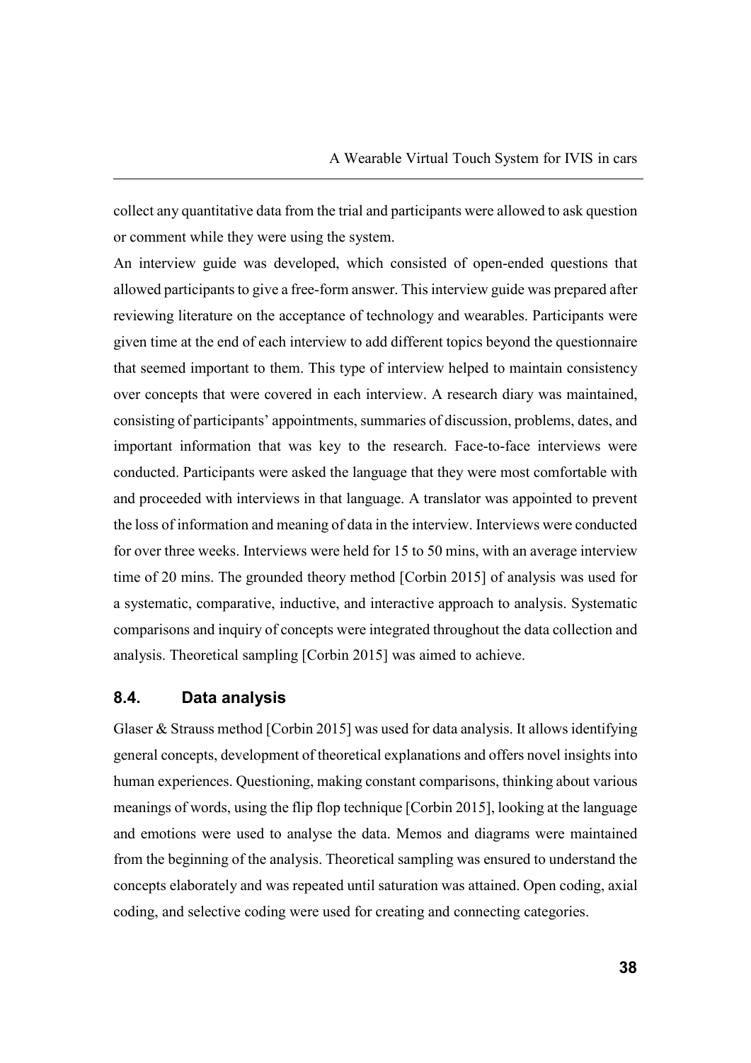collect any quantitative data from the trial and participants were allowed to ask question or comment while they were using the system.

An interview guide was developed, which consisted of open-ended questions that allowed participants to give a free-form answer. This interview guide was prepared after reviewing literature on the acceptance of technology and wearables. Participants were given time at the end of each interview to add different topics beyond the questionnaire that seemed important to them. This type of interview helped to maintain consistency over concepts that were covered in each interview. A research diary was maintained, consisting of participants' appointments, summaries of discussion, problems, dates, and important information that was key to the research. Face-to-face interviews were conducted. Participants were asked the language that they were most comfortable with and proceeded with interviews in that language. A translator was appointed to prevent the loss of information and meaning of data in the interview. Interviews were conducted for over three weeks. Interviews were held for 15 to 50 mins, with an average interview time of 20 mins. The grounded theory method [Corbin 2015] of analysis was used for a systematic, comparative, inductive, and interactive approach to analysis. Systematic comparisons and inquiry of concepts were integrated throughout the data collection and analysis. Theoretical sampling [Corbin 2015] was aimed to achieve.

### 8.4. Data analysis

Glaser & Strauss method [Corbin 2015] was used for data analysis. It allows identifying general concepts, development of theoretical explanations and offers novel insights into human experiences. Questioning, making constant comparisons, thinking about various meanings of words, using the flip flop technique [Corbin 2015], looking at the language and emotions were used to analyse the data. Memos and diagrams were maintained from the beginning of the analysis. Theoretical sampling was ensured to understand the concepts elaborately and was repeated until saturation was attained. Open coding, axial coding, and selective coding were used for creating and connecting categories.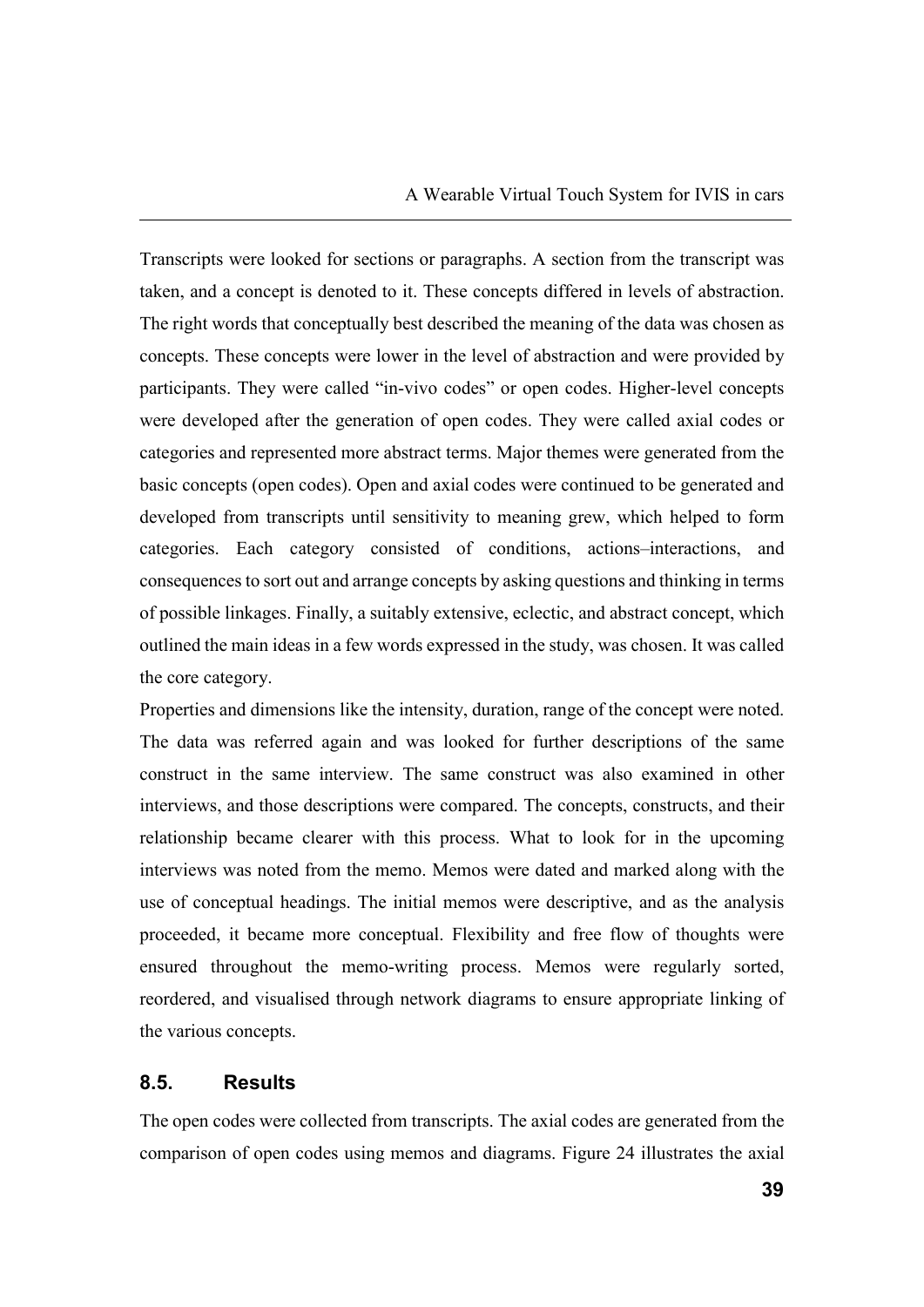Transcripts were looked for sections or paragraphs. A section from the transcript was taken, and a concept is denoted to it. These concepts differed in levels of abstraction. The right words that conceptually best described the meaning of the data was chosen as concepts. These concepts were lower in the level of abstraction and were provided by participants. They were called "in-vivo codes" or open codes. Higher-level concepts were developed after the generation of open codes. They were called axial codes or categories and represented more abstract terms. Major themes were generated from the basic concepts (open codes). Open and axial codes were continued to be generated and developed from transcripts until sensitivity to meaning grew, which helped to form categories. Each category consisted of conditions, actions–interactions, and consequences to sort out and arrange concepts by asking questions and thinking in terms of possible linkages. Finally, a suitably extensive, eclectic, and abstract concept, which outlined the main ideas in a few words expressed in the study, was chosen. It was called the core category.

Properties and dimensions like the intensity, duration, range of the concept were noted. The data was referred again and was looked for further descriptions of the same construct in the same interview. The same construct was also examined in other interviews, and those descriptions were compared. The concepts, constructs, and their relationship became clearer with this process. What to look for in the upcoming interviews was noted from the memo. Memos were dated and marked along with the use of conceptual headings. The initial memos were descriptive, and as the analysis proceeded, it became more conceptual. Flexibility and free flow of thoughts were ensured throughout the memo-writing process. Memos were regularly sorted, reordered, and visualised through network diagrams to ensure appropriate linking of the various concepts.

## 8.5. Results

The open codes were collected from transcripts. The axial codes are generated from the comparison of open codes using memos and diagrams. Figure 24 illustrates the axial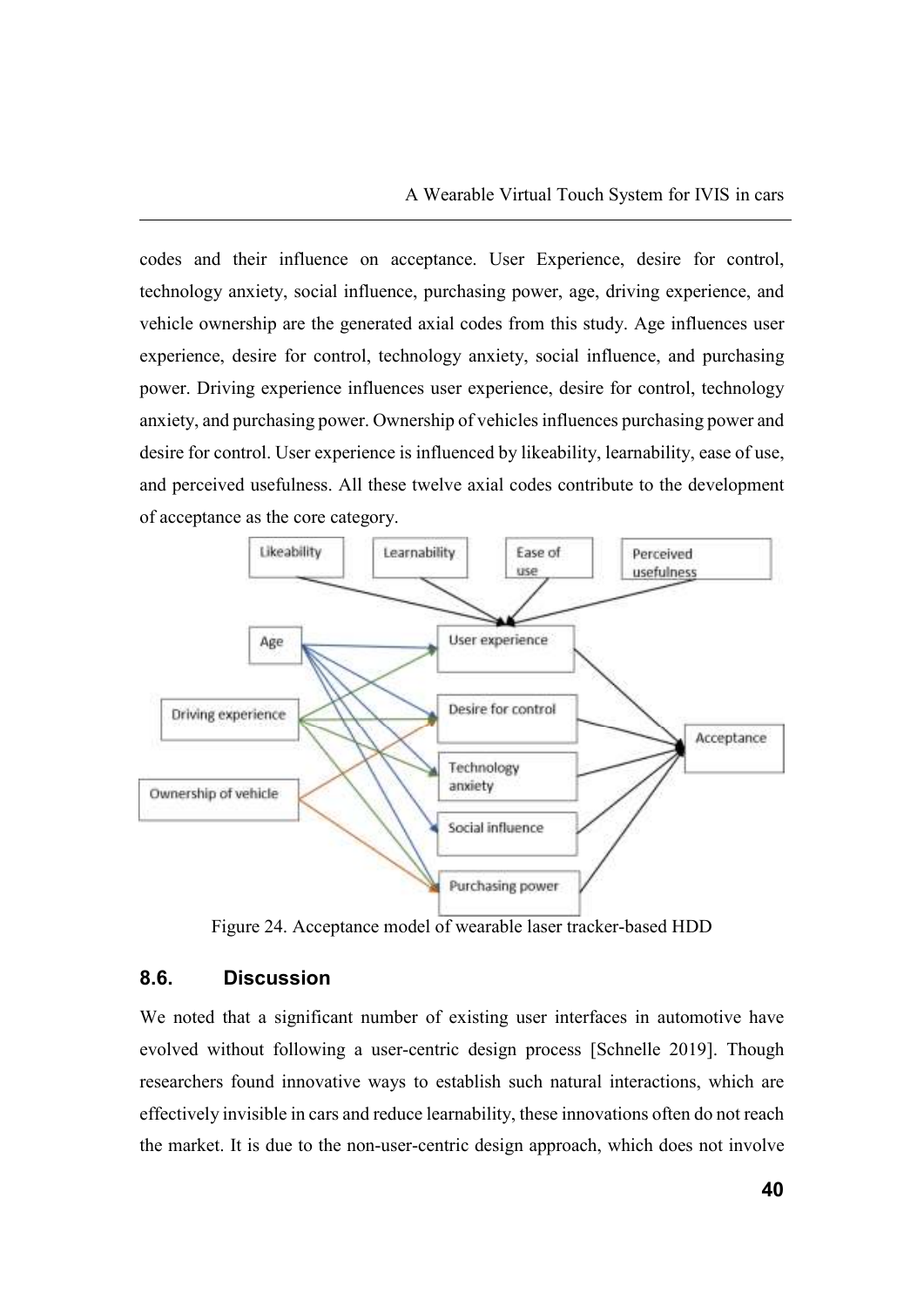codes and their influence on acceptance. User Experience, desire for control, technology anxiety, social influence, purchasing power, age, driving experience, and vehicle ownership are the generated axial codes from this study. Age influences user experience, desire for control, technology anxiety, social influence, and purchasing power. Driving experience influences user experience, desire for control, technology anxiety, and purchasing power. Ownership of vehicles influences purchasing power and desire for control. User experience is influenced by likeability, learnability, ease of use, and perceived usefulness. All these twelve axial codes contribute to the development of acceptance as the core category.

Figure 24. Acceptance model of wearable laser tracker-based HDD

## 8.6. Discussion

We noted that a significant number of existing user interfaces in automotive have evolved without following a user-centric design process [Schnelle 2019]. Though researchers found innovative ways to establish such natural interactions, which are effectively invisible in cars and reduce learnability, these innovations often do not reach the market. It is due to the non-user-centric design approach, which does not involve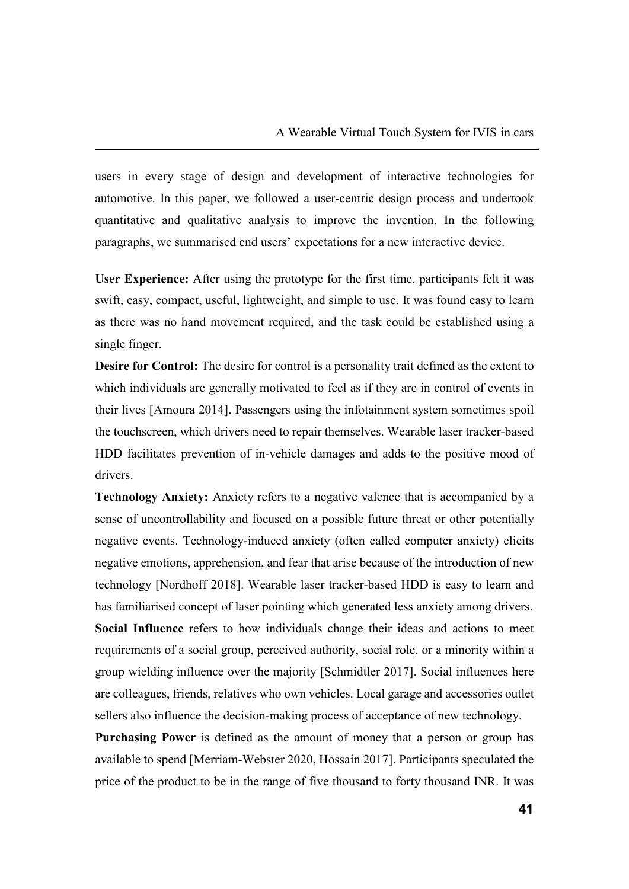users in every stage of design and development of interactive technologies for automotive. In this paper, we followed a user-centric design process and undertook quantitative and qualitative analysis to improve the invention. In the following paragraphs, we summarised end users' expectations for a new interactive device.

**User Experience:** After using the prototype for the first time, participants felt it was swift, easy, compact, useful, lightweight, and simple to use. It was found easy to learn as there was no hand movement required, and the task could be established using a single finger.

**Desire for Control:** The desire for control is a personality trait defined as the extent to which individuals are generally motivated to feel as if they are in control of events in their lives [Amoura 2014]. Passengers using the infotainment system sometimes spoil the touchscreen, which drivers need to repair themselves. Wearable laser tracker-based HDD facilitates prevention of in-vehicle damages and adds to the positive mood of drivers.

**Technology Anxiety:** Anxiety refers to a negative valence that is accompanied by a sense of uncontrollability and focused on a possible future threat or other potentially negative events. Technology-induced anxiety (often called computer anxiety) elicits negative emotions, apprehension, and fear that arise because of the introduction of new technology [Nordhoff 2018]. Wearable laser tracker-based HDD is easy to learn and has familiarised concept of laser pointing which generated less anxiety among drivers.

**Social Influence** refers to how individuals change their ideas and actions to meet requirements of a social group, perceived authority, social role, or a minority within a group wielding influence over the majority [Schmidtler 2017]. Social influences here are colleagues, friends, relatives who own vehicles. Local garage and accessories outlet sellers also influence the decision-making process of acceptance of new technology.

**Purchasing Power** is defined as the amount of money that a person or group has available to spend [Merriam-Webster 2020, Hossain 2017]. Participants speculated the price of the product to be in the range of five thousand to forty thousand INR. It was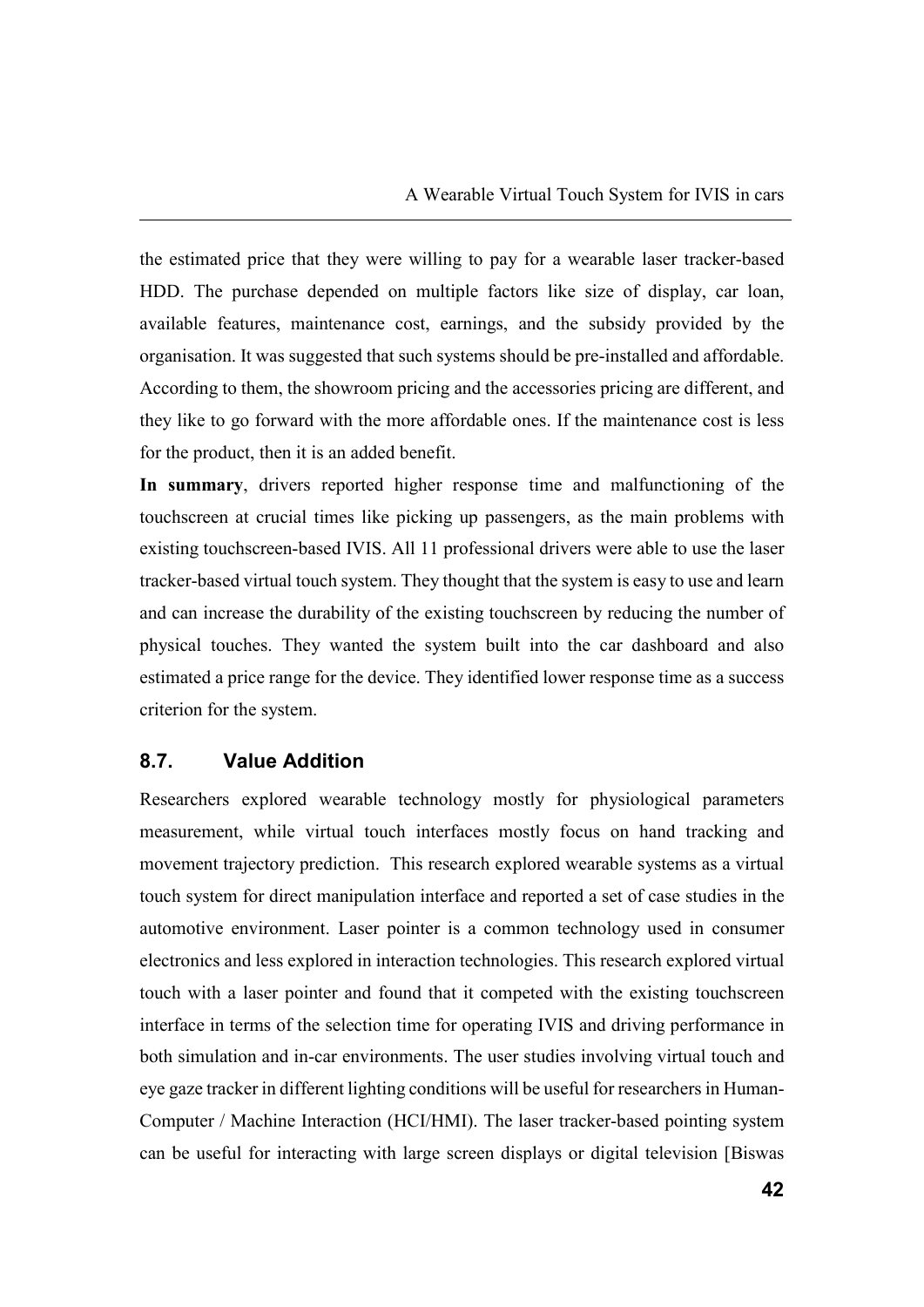the estimated price that they were willing to pay for a wearable laser tracker-based HDD. The purchase depended on multiple factors like size of display, car loan, available features, maintenance cost, earnings, and the subsidy provided by the organisation. It was suggested that such systems should be pre-installed and affordable. According to them, the showroom pricing and the accessories pricing are different, and they like to go forward with the more affordable ones. If the maintenance cost is less for the product, then it is an added benefit.

**In summary**, drivers reported higher response time and malfunctioning of the touchscreen at crucial times like picking up passengers, as the main problems with existing touchscreen-based IVIS. All 11 professional drivers were able to use the laser tracker-based virtual touch system. They thought that the system is easy to use and learn and can increase the durability of the existing touchscreen by reducing the number of physical touches. They wanted the system built into the car dashboard and also estimated a price range for the device. They identified lower response time as a success criterion for the system.

## 8.7. Value Addition

Researchers explored wearable technology mostly for physiological parameters measurement, while virtual touch interfaces mostly focus on hand tracking and movement trajectory prediction. This research explored wearable systems as a virtual touch system for direct manipulation interface and reported a set of case studies in the automotive environment. Laser pointer is a common technology used in consumer electronics and less explored in interaction technologies. This research explored virtual touch with a laser pointer and found that it competed with the existing touchscreen interface in terms of the selection time for operating IVIS and driving performance in both simulation and in-car environments. The user studies involving virtual touch and eye gaze tracker in different lighting conditions will be useful for researchers in Human-Computer / Machine Interaction (HCI/HMI). The laser tracker-based pointing system can be useful for interacting with large screen displays or digital television [Biswas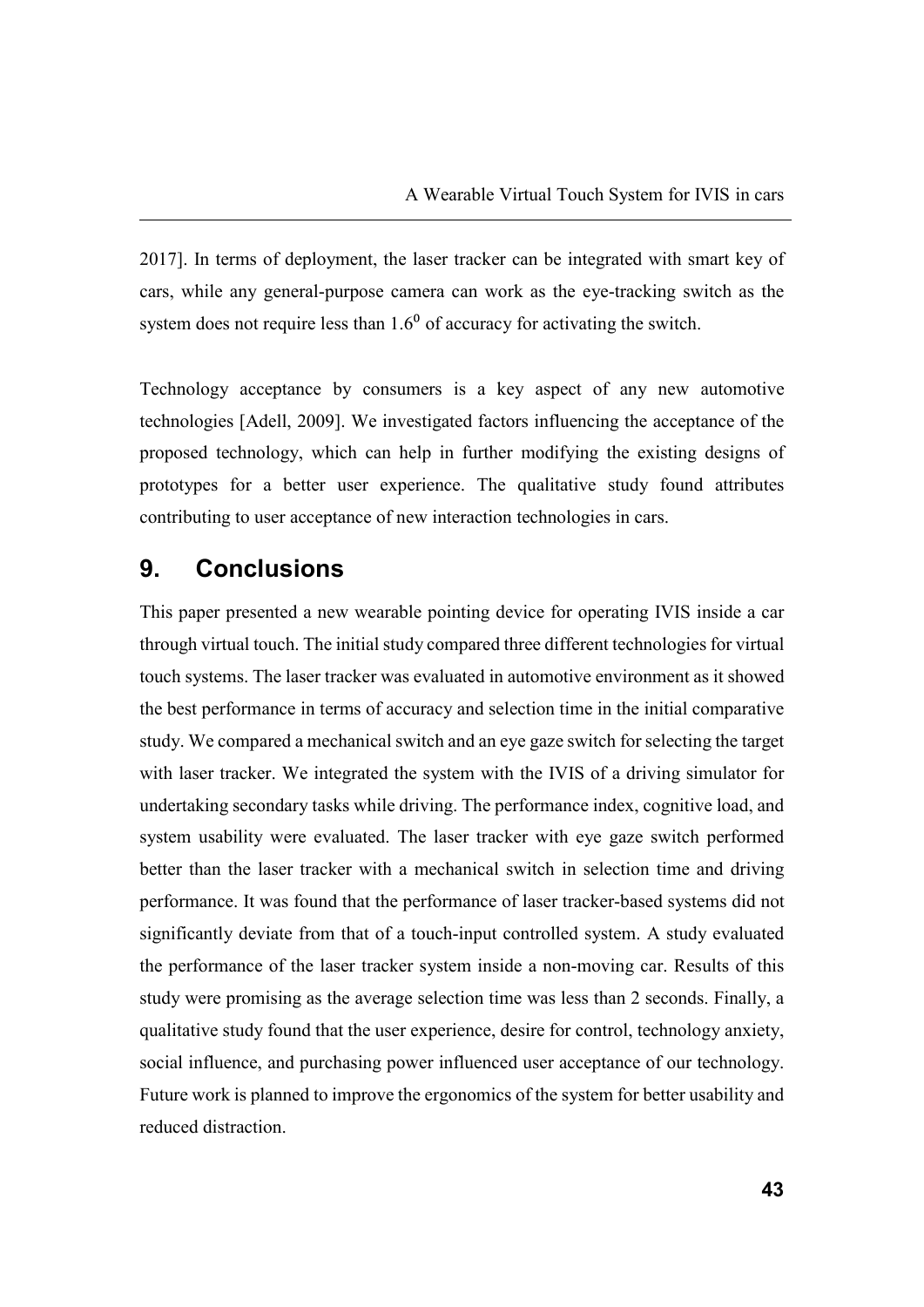2017]. In terms of deployment, the laser tracker can be integrated with smart key of cars, while any general-purpose camera can work as the eye-tracking switch as the system does not require less than $1.6^0$ of accuracy for activating the switch.

Technology acceptance by consumers is a key aspect of any new automotive technologies [Adell, 2009]. We investigated factors influencing the acceptance of the proposed technology, which can help in further modifying the existing designs of prototypes for a better user experience. The qualitative study found attributes contributing to user acceptance of new interaction technologies in cars.

## 9. Conclusions

This paper presented a new wearable pointing device for operating IVIS inside a car through virtual touch. The initial study compared three different technologies for virtual touch systems. The laser tracker was evaluated in automotive environment as it showed the best performance in terms of accuracy and selection time in the initial comparative study. We compared a mechanical switch and an eye gaze switch for selecting the target with laser tracker. We integrated the system with the IVIS of a driving simulator for undertaking secondary tasks while driving. The performance index, cognitive load, and system usability were evaluated. The laser tracker with eye gaze switch performed better than the laser tracker with a mechanical switch in selection time and driving performance. It was found that the performance of laser tracker-based systems did not significantly deviate from that of a touch-input controlled system. A study evaluated the performance of the laser tracker system inside a non-moving car. Results of this study were promising as the average selection time was less than 2 seconds. Finally, a qualitative study found that the user experience, desire for control, technology anxiety, social influence, and purchasing power influenced user acceptance of our technology. Future work is planned to improve the ergonomics of the system for better usability and reduced distraction.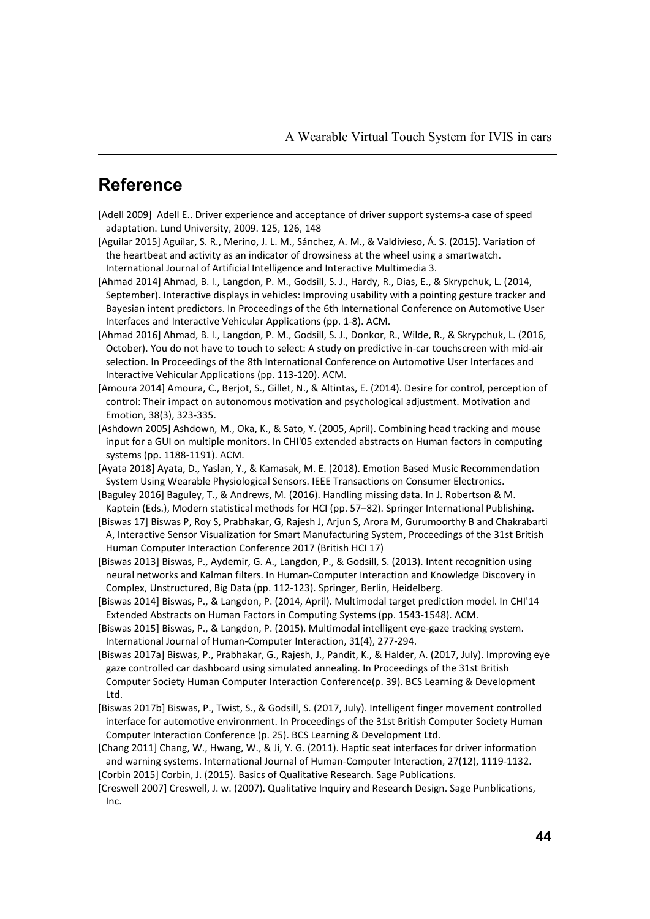## Reference

[Adell 2009] Adell E.. Driver experience and acceptance of driver support systems-a case of speed adaptation. Lund University, 2009. 125, 126, 148

[Aguilar 2015] Aguilar, S. R., Merino, J. L. M., Sánchez, A. M., & Valdivieso, Á. S. (2015). Variation of the heartbeat and activity as an indicator of drowsiness at the wheel using a smartwatch. International Journal of Artificial Intelligence and Interactive Multimedia 3.

[Ahmad 2014] Ahmad, B. I., Langdon, P. M., Godsill, S. J., Hardy, R., Dias, E., & Skrypchuk, L. (2014, September). Interactive displays in vehicles: Improving usability with a pointing gesture tracker and Bayesian intent predictors. In Proceedings of the 6th International Conference on Automotive User Interfaces and Interactive Vehicular Applications (pp. 1-8). ACM.

[Ahmad 2016] Ahmad, B. I., Langdon, P. M., Godsill, S. J., Donkor, R., Wilde, R., & Skrypchuk, L. (2016, October). You do not have to touch to select: A study on predictive in-car touchscreen with mid-air selection. In Proceedings of the 8th International Conference on Automotive User Interfaces and Interactive Vehicular Applications (pp. 113-120). ACM.

[Amoura 2014] Amoura, C., Berjot, S., Gillet, N., & Altintas, E. (2014). Desire for control, perception of control: Their impact on autonomous motivation and psychological adjustment. Motivation and Emotion, 38(3), 323-335.

[Ashdown 2005] Ashdown, M., Oka, K., & Sato, Y. (2005, April). Combining head tracking and mouse input for a GUI on multiple monitors. In CHI'05 extended abstracts on Human factors in computing systems (pp. 1188-1191). ACM.

[Ayata 2018] Ayata, D., Yaslan, Y., & Kamasak, M. E. (2018). Emotion Based Music Recommendation System Using Wearable Physiological Sensors. IEEE Transactions on Consumer Electronics.

[Baguley 2016] Baguley, T., & Andrews, M. (2016). Handling missing data. In J. Robertson & M. Kaptein (Eds.), Modern statistical methods for HCI (pp. 57–82). Springer International Publishing.

[Biswas 17] Biswas P, Roy S, Prabhakar, G, Rajesh J, Arjun S, Arora M, Gurumoorthy B and Chakrabarti A, Interactive Sensor Visualization for Smart Manufacturing System, Proceedings of the 31st British Human Computer Interaction Conference 2017 (British HCI 17)

[Biswas 2013] Biswas, P., Aydemir, G. A., Langdon, P., & Godsill, S. (2013). Intent recognition using neural networks and Kalman filters. In Human-Computer Interaction and Knowledge Discovery in Complex, Unstructured, Big Data (pp. 112-123). Springer, Berlin, Heidelberg.

[Biswas 2014] Biswas, P., & Langdon, P. (2014, April). Multimodal target prediction model. In CHI'14 Extended Abstracts on Human Factors in Computing Systems (pp. 1543-1548). ACM.

[Biswas 2015] Biswas, P., & Langdon, P. (2015). Multimodal intelligent eye-gaze tracking system. International Journal of Human-Computer Interaction, 31(4), 277-294.

[Biswas 2017a] Biswas, P., Prabhakar, G., Rajesh, J., Pandit, K., & Halder, A. (2017, July). Improving eye gaze controlled car dashboard using simulated annealing. In Proceedings of the 31st British Computer Society Human Computer Interaction Conference(p. 39). BCS Learning & Development Ltd.

[Biswas 2017b] Biswas, P., Twist, S., & Godsill, S. (2017, July). Intelligent finger movement controlled interface for automotive environment. In Proceedings of the 31st British Computer Society Human Computer Interaction Conference (p. 25). BCS Learning & Development Ltd.

[Chang 2011] Chang, W., Hwang, W., & Ji, Y. G. (2011). Haptic seat interfaces for driver information and warning systems. International Journal of Human-Computer Interaction, 27(12), 1119-1132.

[Corbin 2015] Corbin, J. (2015). Basics of Qualitative Research. Sage Publications.

[Creswell 2007] Creswell, J. w. (2007). Qualitative Inquiry and Research Design. Sage Punblications, Inc.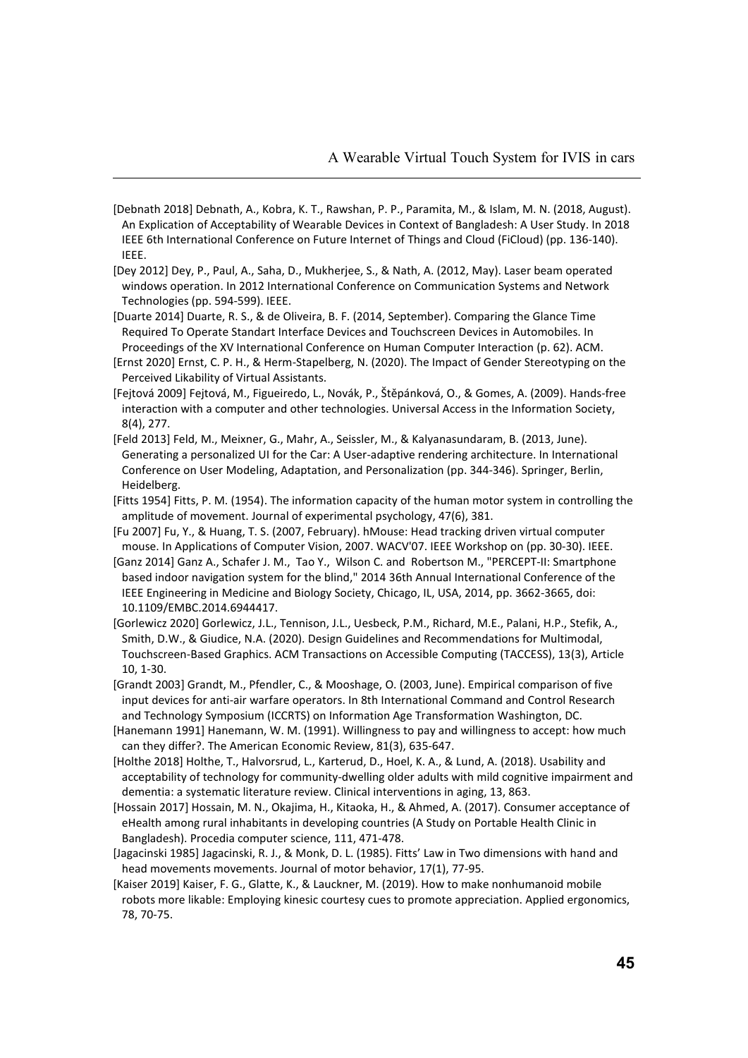[Debnath 2018] Debnath, A., Kobra, K. T., Rawshan, P. P., Paramita, M., & Islam, M. N. (2018, August). An Explication of Acceptability of Wearable Devices in Context of Bangladesh: A User Study. In 2018 IEEE 6th International Conference on Future Internet of Things and Cloud (FiCloud) (pp. 136-140). IEEE.

[Dey 2012] Dey, P., Paul, A., Saha, D., Mukherjee, S., & Nath, A. (2012, May). Laser beam operated windows operation. In 2012 International Conference on Communication Systems and Network Technologies (pp. 594-599). IEEE.

[Duarte 2014] Duarte, R. S., & de Oliveira, B. F. (2014, September). Comparing the Glance Time Required To Operate Standart Interface Devices and Touchscreen Devices in Automobiles. In Proceedings of the XV International Conference on Human Computer Interaction (p. 62). ACM.

[Ernst 2020] Ernst, C. P. H., & Herm-Stapelberg, N. (2020). The Impact of Gender Stereotyping on the Perceived Likability of Virtual Assistants.

[Fejtová 2009] Fejtová, M., Figueiredo, L., Novák, P., Štěpánková, O., & Gomes, A. (2009). Hands-free interaction with a computer and other technologies. Universal Access in the Information Society, 8(4), 277.

[Feld 2013] Feld, M., Meixner, G., Mahr, A., Seissler, M., & Kalyanasundaram, B. (2013, June). Generating a personalized UI for the Car: A User-adaptive rendering architecture. In International Conference on User Modeling, Adaptation, and Personalization (pp. 344-346). Springer, Berlin, Heidelberg.

[Fitts 1954] Fitts, P. M. (1954). The information capacity of the human motor system in controlling the amplitude of movement. Journal of experimental psychology, 47(6), 381.

[Fu 2007] Fu, Y., & Huang, T. S. (2007, February). hMouse: Head tracking driven virtual computer mouse. In Applications of Computer Vision, 2007. WACV'07. IEEE Workshop on (pp. 30-30). IEEE.

[Ganz 2014] Ganz A., Schafer J. M., Tao Y., Wilson C. and Robertson M., "PERCEPT-II: Smartphone based indoor navigation system for the blind," 2014 36th Annual International Conference of the IEEE Engineering in Medicine and Biology Society, Chicago, IL, USA, 2014, pp. 3662-3665, doi: 10.1109/EMBC.2014.6944417.

[Gorlewicz 2020] Gorlewicz, J.L., Tennison, J.L., Uesbeck, P.M., Richard, M.E., Palani, H.P., Stefik, A., Smith, D.W., & Giudice, N.A. (2020). Design Guidelines and Recommendations for Multimodal, Touchscreen-Based Graphics. ACM Transactions on Accessible Computing (TACCESS), 13(3), Article 10, 1-30.

[Grandt 2003] Grandt, M., Pfendler, C., & Mooshage, O. (2003, June). Empirical comparison of five input devices for anti-air warfare operators. In 8th International Command and Control Research and Technology Symposium (ICCRTS) on Information Age Transformation Washington, DC.

[Hanemann 1991] Hanemann, W. M. (1991). Willingness to pay and willingness to accept: how much can they differ?. The American Economic Review, 81(3), 635-647.

[Holthe 2018] Holthe, T., Halvorsrud, L., Karterud, D., Hoel, K. A., & Lund, A. (2018). Usability and acceptability of technology for community-dwelling older adults with mild cognitive impairment and dementia: a systematic literature review. Clinical interventions in aging, 13, 863.

[Hossain 2017] Hossain, M. N., Okajima, H., Kitaoka, H., & Ahmed, A. (2017). Consumer acceptance of eHealth among rural inhabitants in developing countries (A Study on Portable Health Clinic in Bangladesh). Procedia computer science, 111, 471-478.

[Jagacinski 1985] Jagacinski, R. J., & Monk, D. L. (1985). Fitts' Law in Two dimensions with hand and head movements movements. Journal of motor behavior, 17(1), 77-95.

[Kaiser 2019] Kaiser, F. G., Glatte, K., & Lauckner, M. (2019). How to make nonhumanoid mobile robots more likable: Employing kinesic courtesy cues to promote appreciation. Applied ergonomics, 78, 70-75.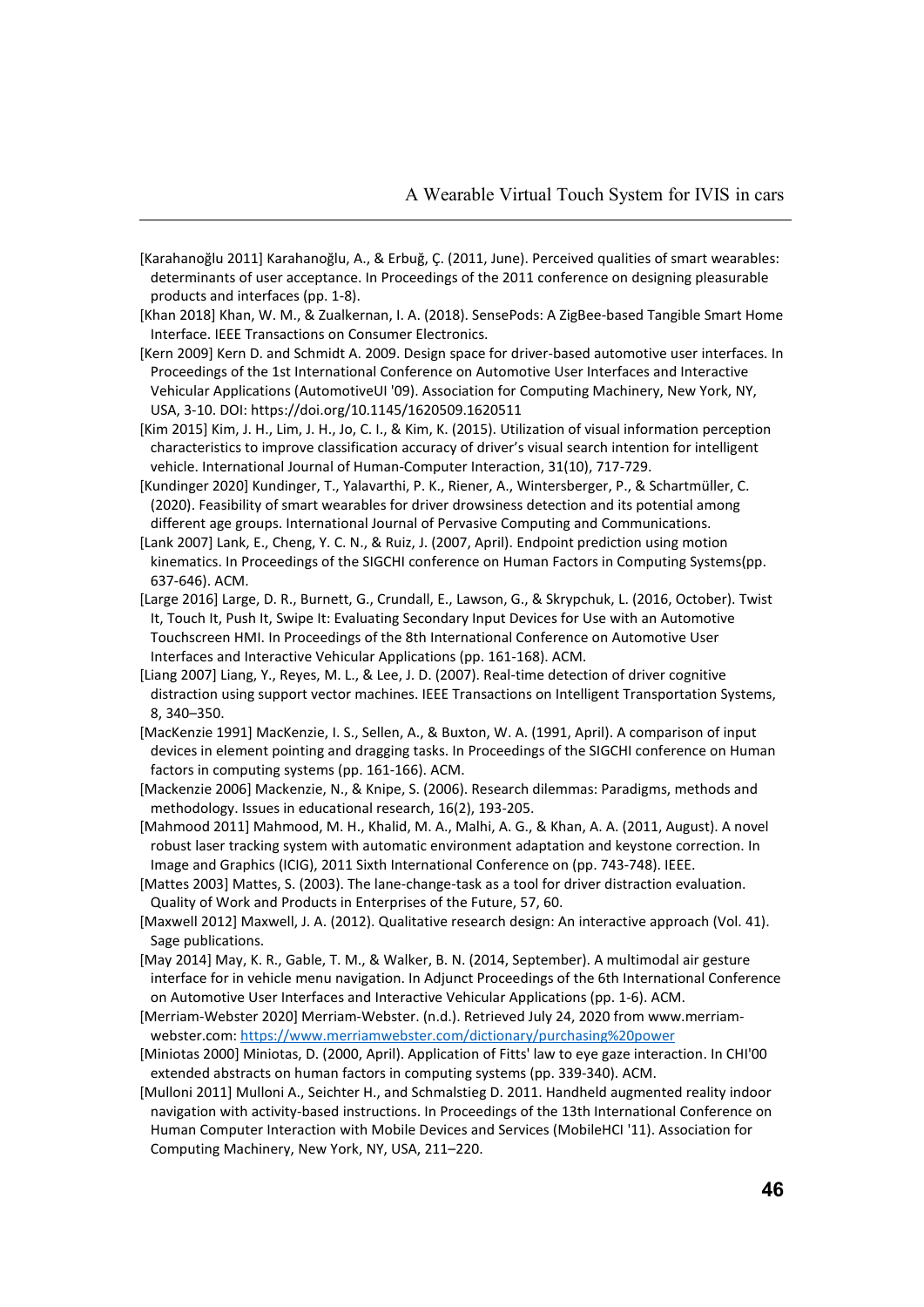[Karahanoğlu 2011] Karahanoğlu, A., & Erbuğ, Ç. (2011, June). Perceived qualities of smart wearables: determinants of user acceptance. In Proceedings of the 2011 conference on designing pleasurable products and interfaces (pp. 1-8).

[Khan 2018] Khan, W. M., & Zualkernan, I. A. (2018). SensePods: A ZigBee-based Tangible Smart Home Interface. IEEE Transactions on Consumer Electronics.

[Kern 2009] Kern D. and Schmidt A. 2009. Design space for driver-based automotive user interfaces. In Proceedings of the 1st International Conference on Automotive User Interfaces and Interactive Vehicular Applications (AutomotiveUI '09). Association for Computing Machinery, New York, NY, USA, 3-10. DOI: https://doi.org/10.1145/1620509.1620511

[Kim 2015] Kim, J. H., Lim, J. H., Jo, C. I., & Kim, K. (2015). Utilization of visual information perception characteristics to improve classification accuracy of driver's visual search intention for intelligent vehicle. International Journal of Human-Computer Interaction, 31(10), 717-729.

[Kundinger 2020] Kundinger, T., Yalavarthi, P. K., Riener, A., Wintersberger, P., & Schartmüller, C. (2020). Feasibility of smart wearables for driver drowsiness detection and its potential among different age groups. International Journal of Pervasive Computing and Communications.

[Lank 2007] Lank, E., Cheng, Y. C. N., & Ruiz, J. (2007, April). Endpoint prediction using motion kinematics. In Proceedings of the SIGCHI conference on Human Factors in Computing Systems(pp. 637-646). ACM.

[Large 2016] Large, D. R., Burnett, G., Crundall, E., Lawson, G., & Skrypchuk, L. (2016, October). Twist It, Touch It, Push It, Swipe It: Evaluating Secondary Input Devices for Use with an Automotive Touchscreen HMI. In Proceedings of the 8th International Conference on Automotive User Interfaces and Interactive Vehicular Applications (pp. 161-168). ACM.

[Liang 2007] Liang, Y., Reyes, M. L., & Lee, J. D. (2007). Real-time detection of driver cognitive distraction using support vector machines. IEEE Transactions on Intelligent Transportation Systems, 8, 340–350.

[MacKenzie 1991] MacKenzie, I. S., Sellen, A., & Buxton, W. A. (1991, April). A comparison of input devices in element pointing and dragging tasks. In Proceedings of the SIGCHI conference on Human factors in computing systems (pp. 161-166). ACM.

[Mackenzie 2006] Mackenzie, N., & Knipe, S. (2006). Research dilemmas: Paradigms, methods and methodology. Issues in educational research, 16(2), 193-205.

[Mahmood 2011] Mahmood, M. H., Khalid, M. A., Malhi, A. G., & Khan, A. A. (2011, August). A novel robust laser tracking system with automatic environment adaptation and keystone correction. In Image and Graphics (ICIG), 2011 Sixth International Conference on (pp. 743-748). IEEE.

[Mattes 2003] Mattes, S. (2003). The lane-change-task as a tool for driver distraction evaluation. Quality of Work and Products in Enterprises of the Future, 57, 60.

[Maxwell 2012] Maxwell, J. A. (2012). Qualitative research design: An interactive approach (Vol. 41). Sage publications.

[May 2014] May, K. R., Gable, T. M., & Walker, B. N. (2014, September). A multimodal air gesture interface for in vehicle menu navigation. In Adjunct Proceedings of the 6th International Conference on Automotive User Interfaces and Interactive Vehicular Applications (pp. 1-6). ACM.

[Merriam-Webster 2020] Merriam-Webster. (n.d.). Retrieved July 24, 2020 from www.merriam-webster.com: https://www.merriamwebster.com/dictionary/purchasing%20power

[Miniotas 2000] Miniotas, D. (2000, April). Application of Fitts' law to eye gaze interaction. In CHI'00 extended abstracts on human factors in computing systems (pp. 339-340). ACM.

[Mulloni 2011] Mulloni A., Seichter H., and Schmalstieg D. 2011. Handheld augmented reality indoor navigation with activity-based instructions. In Proceedings of the 13th International Conference on Human Computer Interaction with Mobile Devices and Services (MobileHCI '11). Association for Computing Machinery, New York, NY, USA, 211–220.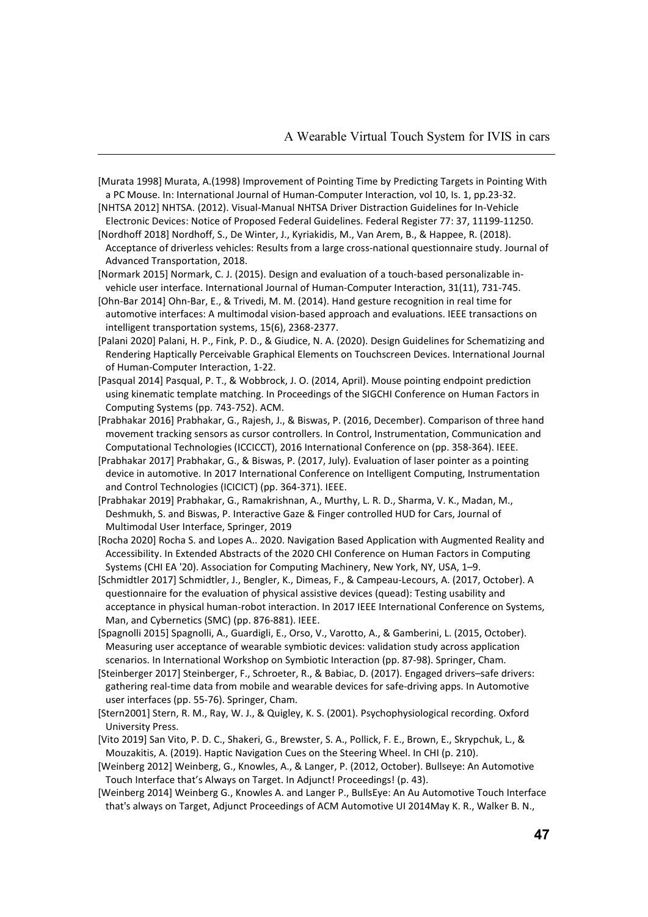[Murata 1998] Murata, A.(1998) Improvement of Pointing Time by Predicting Targets in Pointing With a PC Mouse. In: International Journal of Human-Computer Interaction, vol 10, Is. 1, pp.23-32.

[NHTSA 2012] NHTSA. (2012). Visual-Manual NHTSA Driver Distraction Guidelines for In-Vehicle Electronic Devices: Notice of Proposed Federal Guidelines. Federal Register 77: 37, 11199-11250.

[Nordhoff 2018] Nordhoff, S., De Winter, J., Kyriakidis, M., Van Arem, B., & Happee, R. (2018). Acceptance of driverless vehicles: Results from a large cross-national questionnaire study. Journal of Advanced Transportation, 2018.

[Normark 2015] Normark, C. J. (2015). Design and evaluation of a touch-based personalizable in-vehicle user interface. International Journal of Human-Computer Interaction, 31(11), 731-745.

[Ohn-Bar 2014] Ohn-Bar, E., & Trivedi, M. M. (2014). Hand gesture recognition in real time for automotive interfaces: A multimodal vision-based approach and evaluations. IEEE transactions on intelligent transportation systems, 15(6), 2368-2377.

[Palani 2020] Palani, H. P., Fink, P. D., & Giudice, N. A. (2020). Design Guidelines for Schematizing and Rendering Haptically Perceivable Graphical Elements on Touchscreen Devices. International Journal of Human-Computer Interaction, 1-22.

[Pasqual 2014] Pasqual, P. T., & Wobbrock, J. O. (2014, April). Mouse pointing endpoint prediction using kinematic template matching. In Proceedings of the SIGCHI Conference on Human Factors in Computing Systems (pp. 743-752). ACM.

[Prabhakar 2016] Prabhakar, G., Rajesh, J., & Biswas, P. (2016, December). Comparison of three hand movement tracking sensors as cursor controllers. In Control, Instrumentation, Communication and Computational Technologies (ICCICCT), 2016 International Conference on (pp. 358-364). IEEE.

[Prabhakar 2017] Prabhakar, G., & Biswas, P. (2017, July). Evaluation of laser pointer as a pointing device in automotive. In 2017 International Conference on Intelligent Computing, Instrumentation and Control Technologies (ICICICT) (pp. 364-371). IEEE.

[Prabhakar 2019] Prabhakar, G., Ramakrishnan, A., Murthy, L. R. D., Sharma, V. K., Madan, M., Deshmukh, S. and Biswas, P. Interactive Gaze & Finger controlled HUD for Cars, Journal of Multimodal User Interface, Springer, 2019

[Rocha 2020] Rocha S. and Lopes A.. 2020. Navigation Based Application with Augmented Reality and Accessibility. In Extended Abstracts of the 2020 CHI Conference on Human Factors in Computing Systems (CHI EA '20). Association for Computing Machinery, New York, NY, USA, 1–9.

[Schmidtler 2017] Schmidtler, J., Bengler, K., Dimeas, F., & Campeau-Lecours, A. (2017, October). A questionnaire for the evaluation of physical assistive devices (quead): Testing usability and acceptance in physical human-robot interaction. In 2017 IEEE International Conference on Systems, Man, and Cybernetics (SMC) (pp. 876-881). IEEE.

[Spagnolli 2015] Spagnolli, A., Guardigli, E., Orso, V., Varotto, A., & Gamberini, L. (2015, October). Measuring user acceptance of wearable symbiotic devices: validation study across application scenarios. In International Workshop on Symbiotic Interaction (pp. 87-98). Springer, Cham.

[Steinberger 2017] Steinberger, F., Schroeter, R., & Babiac, D. (2017). Engaged drivers–safe drivers: gathering real-time data from mobile and wearable devices for safe-driving apps. In Automotive user interfaces (pp. 55-76). Springer, Cham.

[Stern2001] Stern, R. M., Ray, W. J., & Quigley, K. S. (2001). Psychophysiological recording. Oxford University Press.

[Vito 2019] San Vito, P. D. C., Shakeri, G., Brewster, S. A., Pollick, F. E., Brown, E., Skrypchuk, L., & Mouzakitis, A. (2019). Haptic Navigation Cues on the Steering Wheel. In CHI (p. 210).

[Weinberg 2012] Weinberg, G., Knowles, A., & Langer, P. (2012, October). Bullseye: An Automotive Touch Interface that's Always on Target. In Adjunct! Proceedings! (p. 43).

[Weinberg 2014] Weinberg G., Knowles A. and Langer P., BullsEye: An Au Automotive Touch Interface that's always on Target, Adjunct Proceedings of ACM Automotive UI 2014May K. R., Walker B. N.,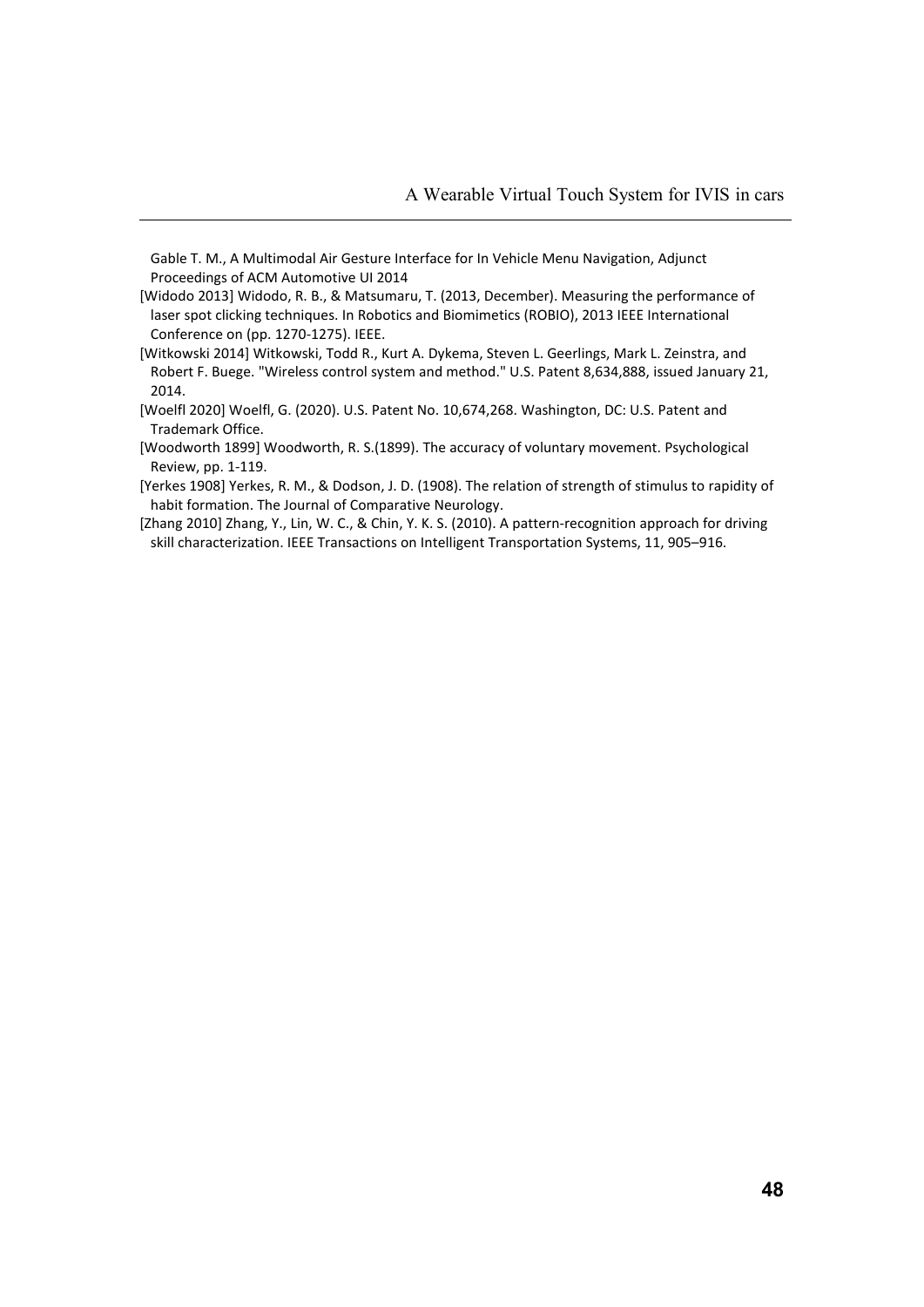Gable T. M., A Multimodal Air Gesture Interface for In Vehicle Menu Navigation, Adjunct Proceedings of ACM Automotive UI 2014

[Widodo 2013] Widodo, R. B., & Matsumaru, T. (2013, December). Measuring the performance of laser spot clicking techniques. In Robotics and Biomimetics (ROBIO), 2013 IEEE International Conference on (pp. 1270-1275). IEEE.

[Witkowski 2014] Witkowski, Todd R., Kurt A. Dykema, Steven L. Geerlings, Mark L. Zeinstra, and Robert F. Buege. "Wireless control system and method." U.S. Patent 8,634,888, issued January 21, 2014.

[Woelfl 2020] Woelfl, G. (2020). U.S. Patent No. 10,674,268. Washington, DC: U.S. Patent and Trademark Office.

[Woodworth 1899] Woodworth, R. S.(1899). The accuracy of voluntary movement. Psychological Review, pp. 1-119.

[Yerkes 1908] Yerkes, R. M., & Dodson, J. D. (1908). The relation of strength of stimulus to rapidity of habit formation. The Journal of Comparative Neurology.

[Zhang 2010] Zhang, Y., Lin, W. C., & Chin, Y. K. S. (2010). A pattern-recognition approach for driving skill characterization. IEEE Transactions on Intelligent Transportation Systems, 11, 905–916.